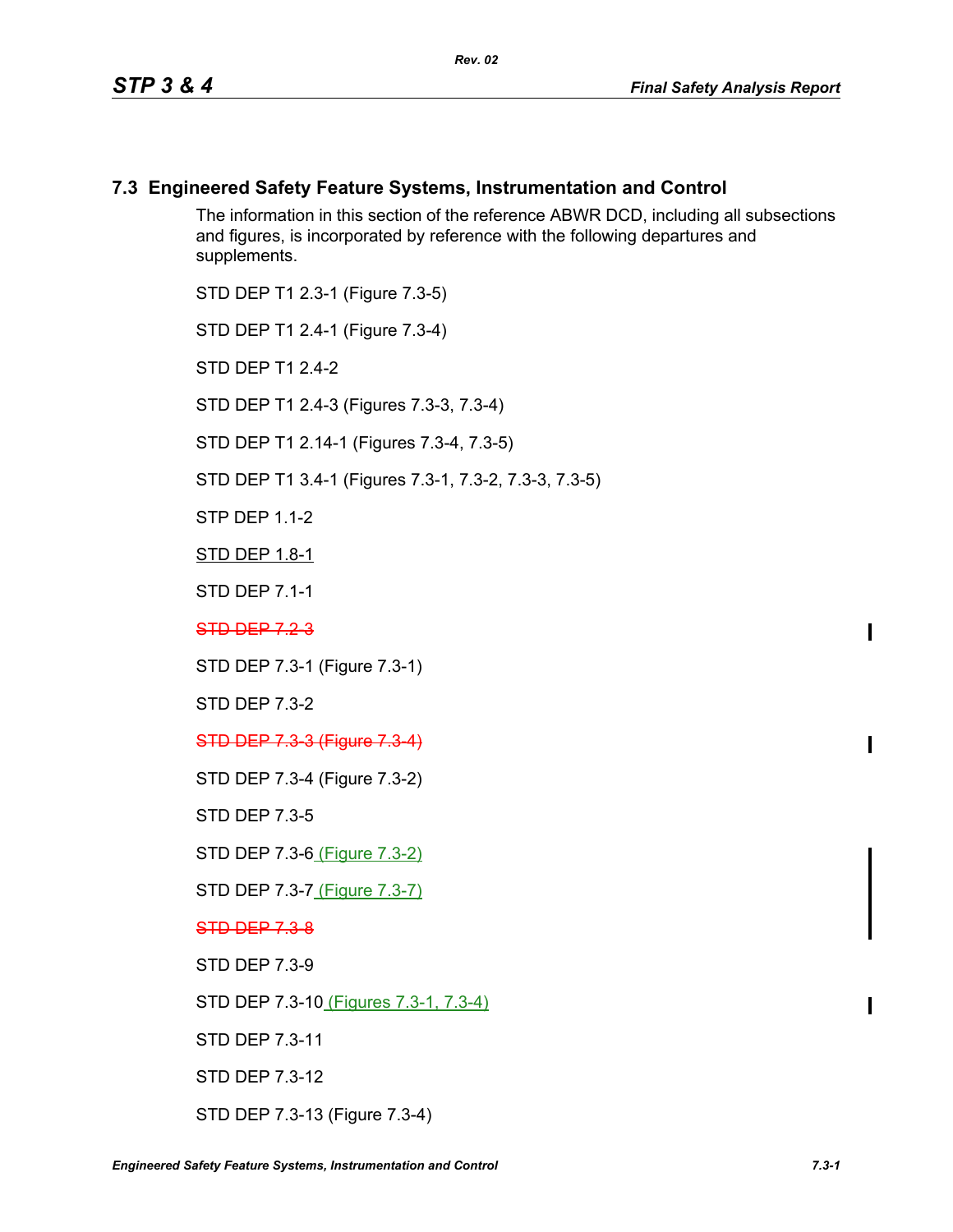## 7.3 Engineered Safety Feature Systems, Instrumentation and Control

The information in this section of the reference ABWR DCD, including all subsections and figures, is incorporated by reference with the following departures and supplements.

STD DEP T1 2.3-1 (Figure 7.3-5)

STD DEP T1 2.4-1 (Figure 7.3-4)

STD DEP T1 2.4-2

STD DEP T1 2.4-3 (Figures 7.3-3, 7.3-4)

STD DEP T1 2.14-1 (Figures 7.3-4, 7.3-5)

STD DEP T1 3.4-1 (Figures 7.3-1, 7.3-2, 7.3-3, 7.3-5)

STP DEP 1.1-2

STD DEP 1.8-1

STD DEP 7.1-1

~~STD DEP 7.2-3~~

STD DEP 7.3-1 (Figure 7.3-1)

STD DEP 7.3-2

~~STD DEP 7.3-3 (Figure 7.3-4)~~

STD DEP 7.3-4 (Figure 7.3-2)

STD DEP 7.3-5

STD DEP 7.3-6 (Figure 7.3-2)

STD DEP 7.3-7 (Figure 7.3-7)

~~STD DEP 7.3-8~~

STD DEP 7.3-9

STD DEP 7.3-10 (Figures 7.3-1, 7.3-4)

STD DEP 7.3-11

STD DEP 7.3-12

STD DEP 7.3-13 (Figure 7.3-4)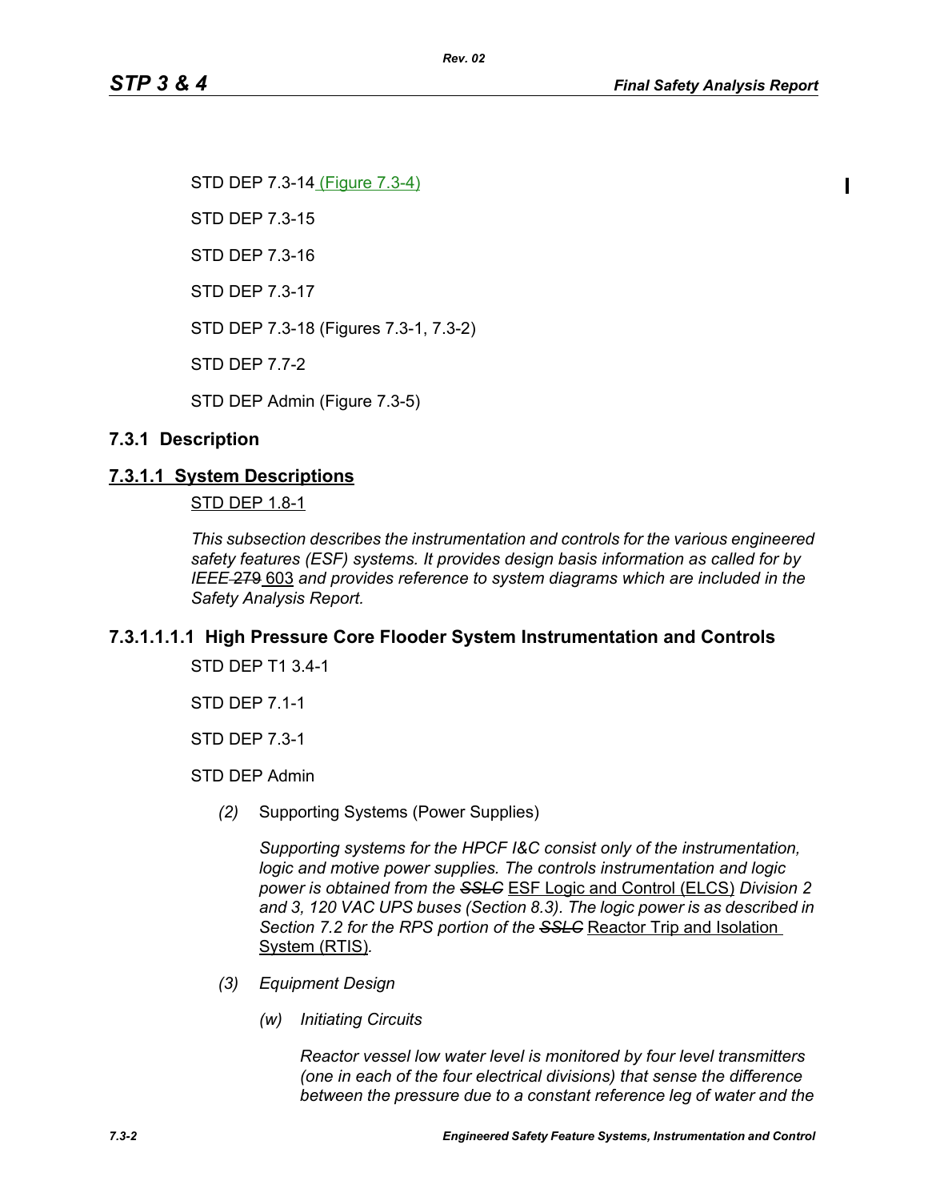STD DEP 7.3-14 (Figure 7.3-4)

STD DEP 7.3-15

STD DEP 7.3-16

STD DEP 7.3-17

STD DEP 7.3-18 (Figures 7.3-1, 7.3-2)

STD DEP 7.7-2

STD DEP Admin (Figure 7.3-5)

## 7.3.1 Description

### 7.3.1.1 System Descriptions

STD DEP 1.8-1

*This subsection describes the instrumentation and controls for the various engineered safety features (ESF) systems. It provides design basis information as called for by IEEE* ~~279~~ 603 *and provides reference to system diagrams which are included in the Safety Analysis Report.*

#### 7.3.1.1.1.1 High Pressure Core Flooder System Instrumentation and Controls

STD DEP T1 3.4-1

STD DEP 7.1-1

STD DEP 7.3-1

STD DEP Admin

*(2)* Supporting Systems (Power Supplies)

*Supporting systems for the HPCF I&C consist only of the instrumentation, logic and motive power supplies. The controls instrumentation and logic power is obtained from the* ~~*SSLC*~~ ESF Logic and Control (ELCS) *Division 2 and 3, 120 VAC UPS buses (Section 8.3). The logic power is as described in Section 7.2 for the RPS portion of the* ~~*SSLC*~~ Reactor Trip and Isolation System (RTIS)*.*

*(3) Equipment Design*

*(w) Initiating Circuits*

*Reactor vessel low water level is monitored by four level transmitters (one in each of the four electrical divisions) that sense the difference between the pressure due to a constant reference leg of water and the*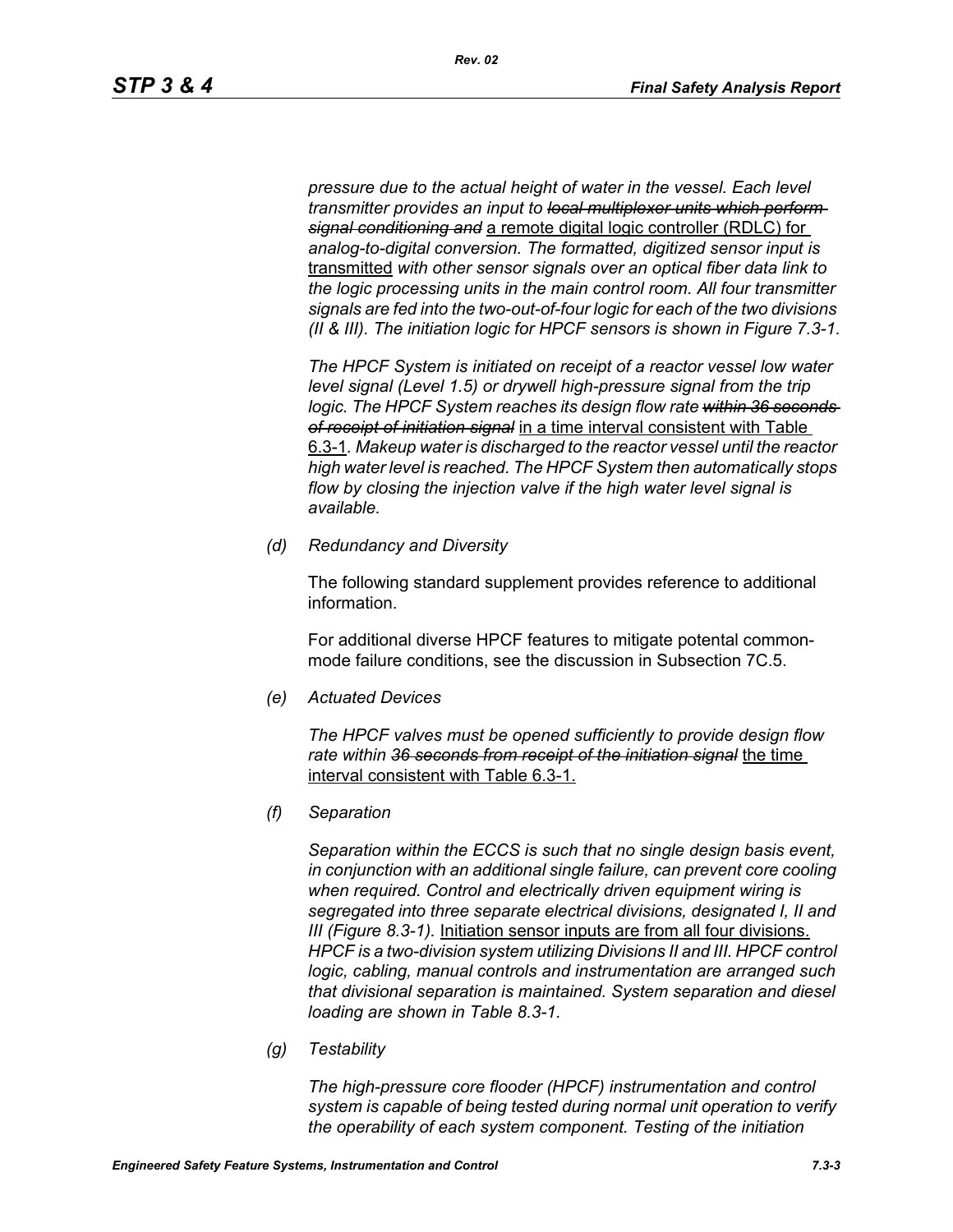*pressure due to the actual height of water in the vessel. Each level transmitter provides an input to ~~local multiplexer units which perform signal conditioning and~~* a remote digital logic controller (RDLC) for *analog-to-digital conversion. The formatted, digitized sensor input is* transmitted *with other sensor signals over an optical fiber data link to the logic processing units in the main control room. All four transmitter signals are fed into the two-out-of-four logic for each of the two divisions (II & III). The initiation logic for HPCF sensors is shown in Figure 7.3-1.*

*The HPCF System is initiated on receipt of a reactor vessel low water level signal (Level 1.5) or drywell high-pressure signal from the trip logic. The HPCF System reaches its design flow rate ~~within 36 seconds of receipt of initiation signal~~* in a time interval consistent with Table 6.3-1*. Makeup water is discharged to the reactor vessel until the reactor high water level is reached. The HPCF System then automatically stops flow by closing the injection valve if the high water level signal is available.*

*(d) Redundancy and Diversity*

The following standard supplement provides reference to additional information.

For additional diverse HPCF features to mitigate potential common-mode failure conditions, see the discussion in Subsection 7C.5.

*(e) Actuated Devices*

*The HPCF valves must be opened sufficiently to provide design flow rate within ~~36 seconds from receipt of the initiation signal~~* the time interval consistent with Table 6.3-1.

*(f) Separation*

*Separation within the ECCS is such that no single design basis event, in conjunction with an additional single failure, can prevent core cooling when required. Control and electrically driven equipment wiring is segregated into three separate electrical divisions, designated I, II and III (Figure 8.3-1).* Initiation sensor inputs are from all four divisions. *HPCF is a two-division system utilizing Divisions II and III. HPCF control logic, cabling, manual controls and instrumentation are arranged such that divisional separation is maintained. System separation and diesel loading are shown in Table 8.3-1.*

*(g) Testability*

*The high-pressure core flooder (HPCF) instrumentation and control system is capable of being tested during normal unit operation to verify the operability of each system component. Testing of the initiation*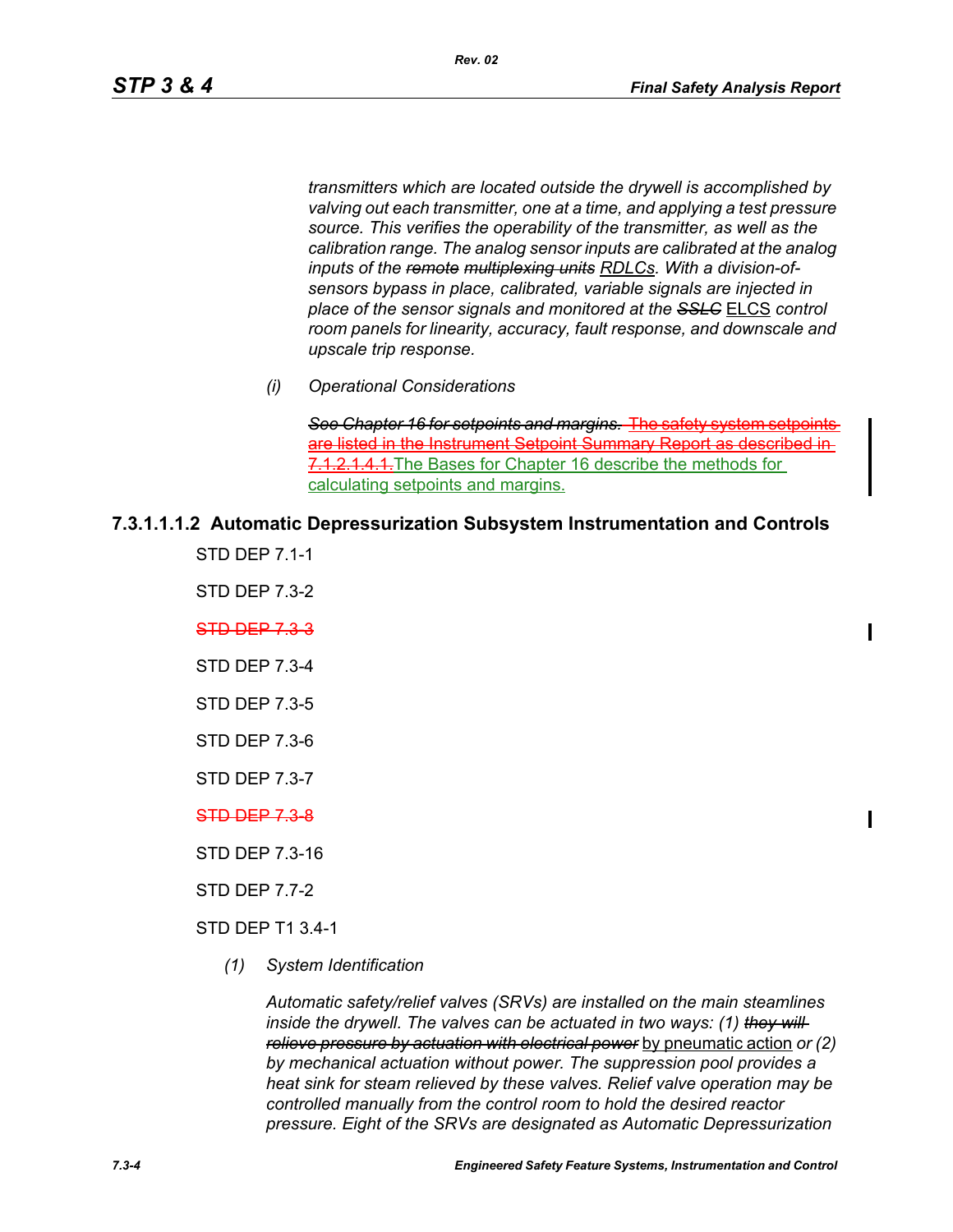*transmitters which are located outside the drywell is accomplished by valving out each transmitter, one at a time, and applying a test pressure source. This verifies the operability of the transmitter, as well as the calibration range. The analog sensor inputs are calibrated at the analog inputs of the ~~remote~~ ~~multiplexing units~~* RDLCs*. With a division-of-sensors bypass in place, calibrated, variable signals are injected in place of the sensor signals and monitored at the ~~SSLC~~* ELCS *control room panels for linearity, accuracy, fault response, and downscale and upscale trip response.*

*(i) Operational Considerations*

*~~See Chapter 16 for setpoints and margins.~~* ~~The safety system setpoints are listed in the Instrument Setpoint Summary Report as described in 7.1.2.1.4.1.~~The Bases for Chapter 16 describe the methods for calculating setpoints and margins.

#### 7.3.1.1.1.2 Automatic Depressurization Subsystem Instrumentation and Controls

STD DEP 7.1-1

STD DEP 7.3-2

~~STD DEP 7.3-3~~

STD DEP 7.3-4

STD DEP 7.3-5

STD DEP 7.3-6

STD DEP 7.3-7

~~STD DEP 7.3-8~~

STD DEP 7.3-16

STD DEP 7.7-2

STD DEP T1 3.4-1

*(1) System Identification*

*Automatic safety/relief valves (SRVs) are installed on the main steamlines inside the drywell. The valves can be actuated in two ways: (1) ~~they will relieve pressure by actuation with electrical power~~* by pneumatic action *or (2) by mechanical actuation without power. The suppression pool provides a heat sink for steam relieved by these valves. Relief valve operation may be controlled manually from the control room to hold the desired reactor pressure. Eight of the SRVs are designated as Automatic Depressurization*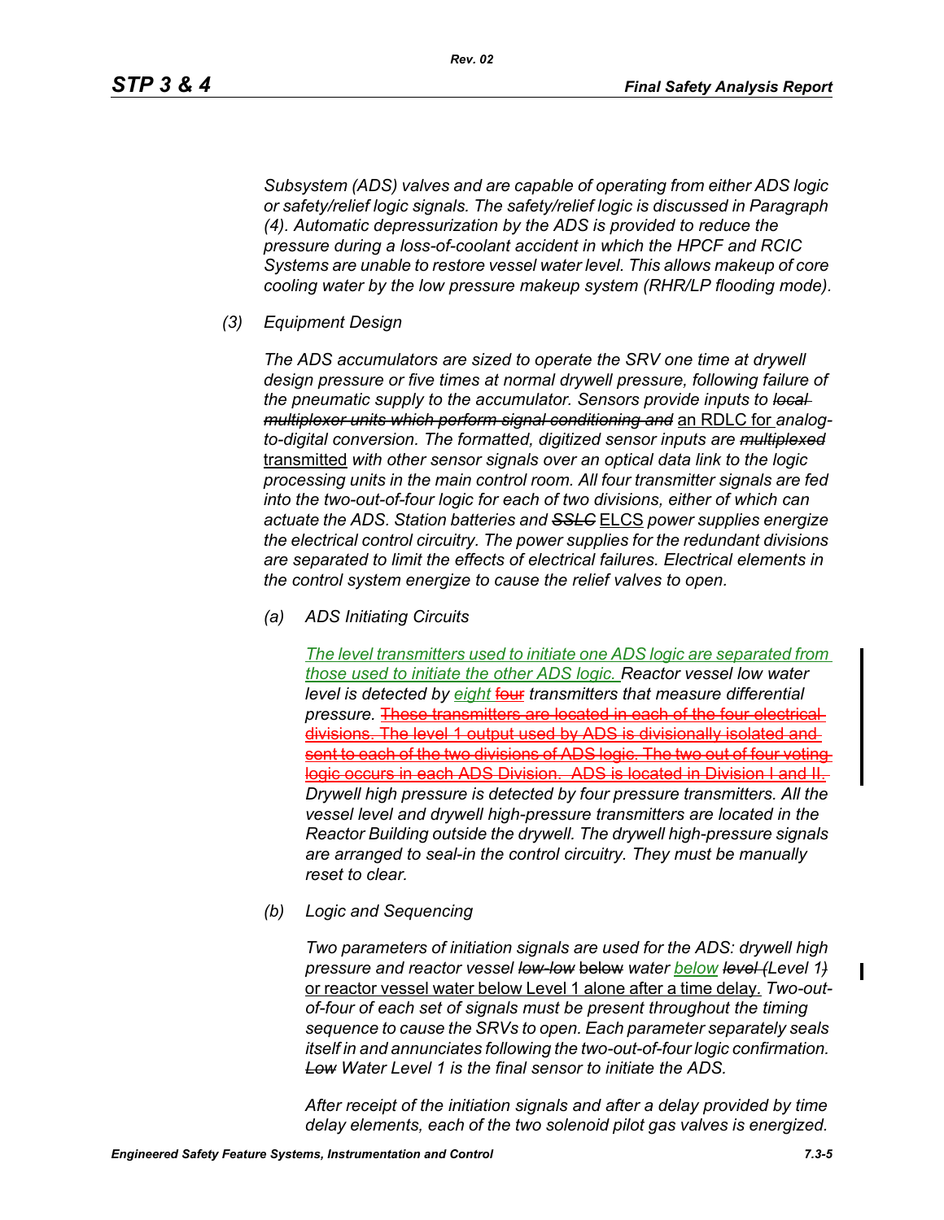Subsystem (ADS) valves and are capable of operating from either ADS logic or safety/relief logic signals. The safety/relief logic is discussed in Paragraph (4). Automatic depressurization by the ADS is provided to reduce the pressure during a loss-of-coolant accident in which the HPCF and RCIC Systems are unable to restore vessel water level. This allows makeup of core cooling water by the low pressure makeup system (RHR/LP flooding mode).

(3) Equipment Design

The ADS accumulators are sized to operate the SRV one time at drywell design pressure or five times at normal drywell pressure, following failure of the pneumatic supply to the accumulator. Sensors provide inputs to ~~local multiplexor units which perform signal conditioning and~~ an RDLC for analog-to-digital conversion. The formatted, digitized sensor inputs are ~~multiplexed~~ transmitted with other sensor signals over an optical data link to the logic processing units in the main control room. All four transmitter signals are fed into the two-out-of-four logic for each of two divisions, either of which can actuate the ADS. Station batteries and ~~SSLC~~ ELCS power supplies energize the electrical control circuitry. The power supplies for the redundant divisions are separated to limit the effects of electrical failures. Electrical elements in the control system energize to cause the relief valves to open.

(a) ADS Initiating Circuits

The level transmitters used to initiate one ADS logic are separated from those used to initiate the other ADS logic. Reactor vessel low water level is detected by eight ~~four~~ transmitters that measure differential pressure. ~~These transmitters are located in each of the four electrical divisions. The level 1 output used by ADS is divisionally isolated and sent to each of the two divisions of ADS logic. The two out of four voting logic occurs in each ADS Division. ADS is located in Division I and II.~~ Drywell high pressure is detected by four pressure transmitters. All the vessel level and drywell high-pressure transmitters are located in the Reactor Building outside the drywell. The drywell high-pressure signals are arranged to seal-in the control circuitry. They must be manually reset to clear.

(b) Logic and Sequencing

Two parameters of initiation signals are used for the ADS: drywell high pressure and reactor vessel ~~low-low~~ ~~below~~ water below ~~level~~ (Level 1~~)~~ or reactor vessel water below Level 1 alone after a time delay. Two-out-of-four of each set of signals must be present throughout the timing sequence to cause the SRVs to open. Each parameter separately seals itself in and annunciates following the two-out-of-four logic confirmation. ~~Low~~ Water Level 1 is the final sensor to initiate the ADS.

After receipt of the initiation signals and after a delay provided by time delay elements, each of the two solenoid pilot gas valves is energized.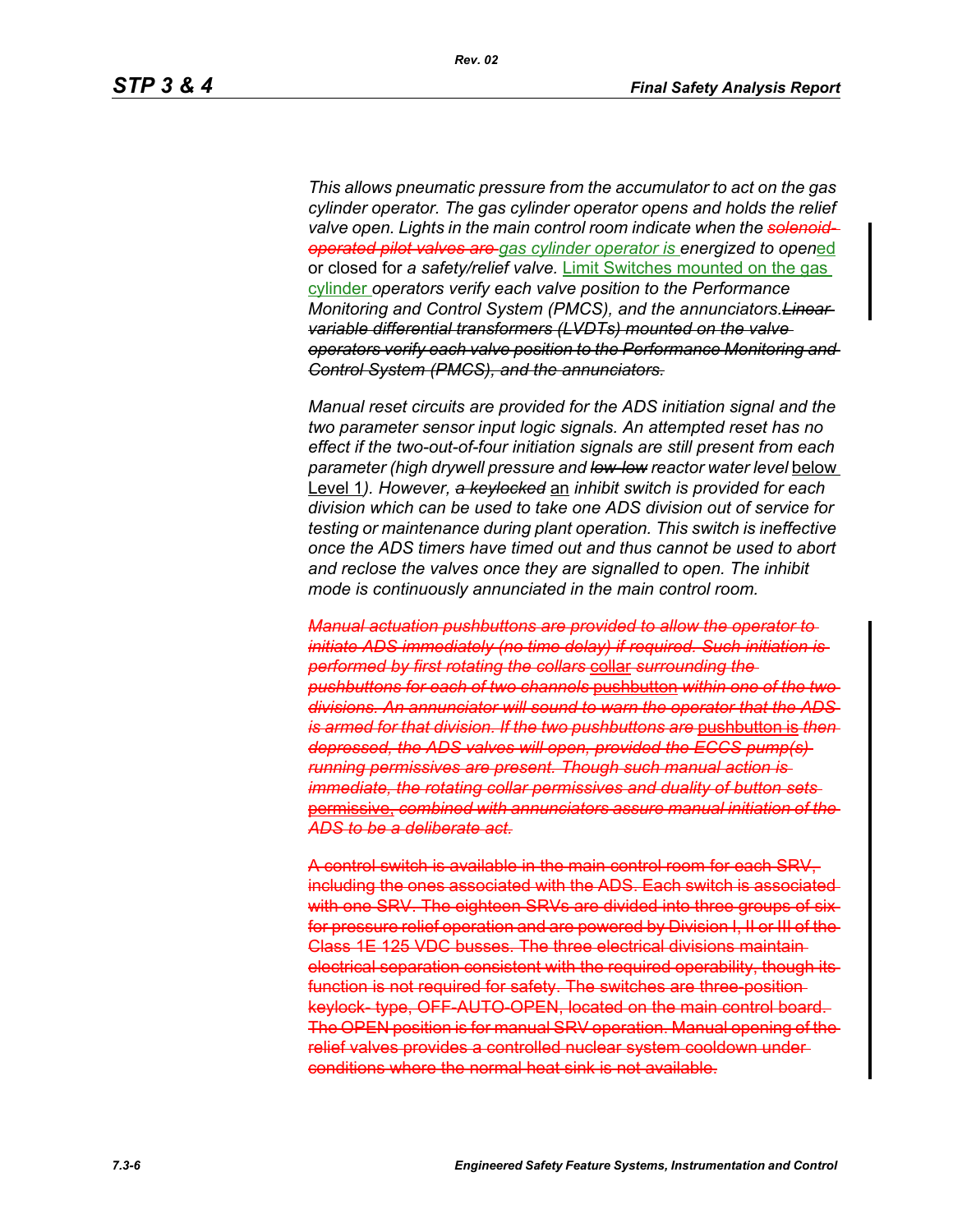*This allows pneumatic pressure from the accumulator to act on the gas cylinder operator. The gas cylinder operator opens and holds the relief valve open. Lights in the main control room indicate when the ~~solenoid-operated pilot valves are~~ gas cylinder operator is energized to open*ed or closed for *a safety/relief valve.* Limit Switches mounted on the gas cylinder *operators verify each valve position to the Performance Monitoring and Control System (PMCS), and the annunciators.~~Linear variable differential transformers (LVDTs) mounted on the valve operators verify each valve position to the Performance Monitoring and Control System (PMCS), and the annunciators.~~*

*Manual reset circuits are provided for the ADS initiation signal and the two parameter sensor input logic signals. An attempted reset has no effect if the two-out-of-four initiation signals are still present from each parameter (high drywell pressure and ~~low-low~~ reactor water level* below Level 1*). However, ~~a keylocked~~* an *inhibit switch is provided for each division which can be used to take one ADS division out of service for testing or maintenance during plant operation. This switch is ineffective once the ADS timers have timed out and thus cannot be used to abort and reclose the valves once they are signalled to open. The inhibit mode is continuously annunciated in the main control room.*

~~*Manual actuation pushbuttons are provided to allow the operator to initiate ADS immediately (no time delay) if required. Such initiation is performed by first rotating the collars* collar *surrounding the pushbuttons for each of two channels* pushbutton *within one of the two divisions. An annunciator will sound to warn the operator that the ADS is armed for that division. If the two pushbuttons are* pushbutton is *then depressed, the ADS valves will open, provided the ECCS pump(s) running permissives are present. Though such manual action is immediate, the rotating collar permissives and duality of button sets* permissive, *combined with annunciators assure manual initiation of the ADS to be a deliberate act.*~~

~~A control switch is available in the main control room for each SRV, including the ones associated with the ADS. Each switch is associated with one SRV. The eighteen SRVs are divided into three groups of six for pressure relief operation and are powered by Division I, II or III of the Class 1E 125 VDC busses. The three electrical divisions maintain electrical separation consistent with the required operability, though its function is not required for safety. The switches are three-position keylock- type, OFF-AUTO-OPEN, located on the main control board. The OPEN position is for manual SRV operation. Manual opening of the relief valves provides a controlled nuclear system cooldown under conditions where the normal heat sink is not available.~~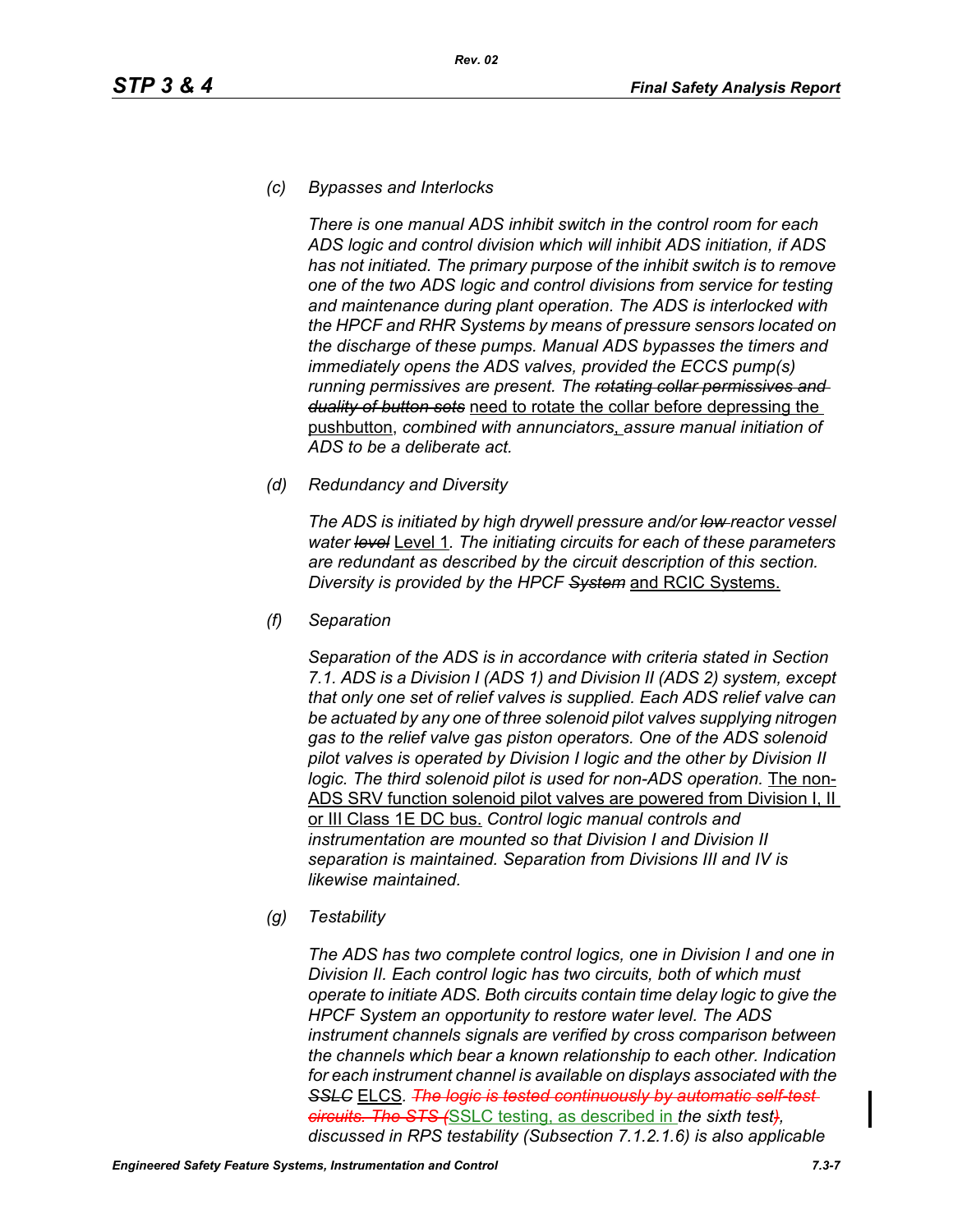*(c) Bypasses and Interlocks*

*There is one manual ADS inhibit switch in the control room for each ADS logic and control division which will inhibit ADS initiation, if ADS has not initiated. The primary purpose of the inhibit switch is to remove one of the two ADS logic and control divisions from service for testing and maintenance during plant operation. The ADS is interlocked with the HPCF and RHR Systems by means of pressure sensors located on the discharge of these pumps. Manual ADS bypasses the timers and immediately opens the ADS valves, provided the ECCS pump(s) running permissives are present. The* ~~*rotating collar permissives and duality of button sets*~~ need to rotate the collar before depressing the pushbutton, *combined with annunciators*, *assure manual initiation of ADS to be a deliberate act.*

*(d) Redundancy and Diversity*

*The ADS is initiated by high drywell pressure and/or* ~~*low*~~ *reactor vessel water* ~~*level*~~ Level 1*. The initiating circuits for each of these parameters are redundant as described by the circuit description of this section. Diversity is provided by the HPCF* ~~*System*~~ and RCIC Systems.

*(f) Separation*

*Separation of the ADS is in accordance with criteria stated in Section 7.1. ADS is a Division I (ADS 1) and Division II (ADS 2) system, except that only one set of relief valves is supplied. Each ADS relief valve can be actuated by any one of three solenoid pilot valves supplying nitrogen gas to the relief valve gas piston operators. One of the ADS solenoid pilot valves is operated by Division I logic and the other by Division II logic. The third solenoid pilot is used for non-ADS operation.* The non-ADS SRV function solenoid pilot valves are powered from Division I, II or III Class 1E DC bus. *Control logic manual controls and instrumentation are mounted so that Division I and Division II separation is maintained. Separation from Divisions III and IV is likewise maintained.*

*(g) Testability*

*The ADS has two complete control logics, one in Division I and one in Division II. Each control logic has two circuits, both of which must operate to initiate ADS. Both circuits contain time delay logic to give the HPCF System an opportunity to restore water level. The ADS instrument channels signals are verified by cross comparison between the channels which bear a known relationship to each other. Indication for each instrument channel is available on displays associated with the* ~~*SSLC*~~ ELCS*.* ~~*The logic is tested continuously by automatic self-test circuits. The STS (*~~SSLC testing, as described in *the sixth test*~~*)*~~*, discussed in RPS testability (Subsection 7.1.2.1.6) is also applicable*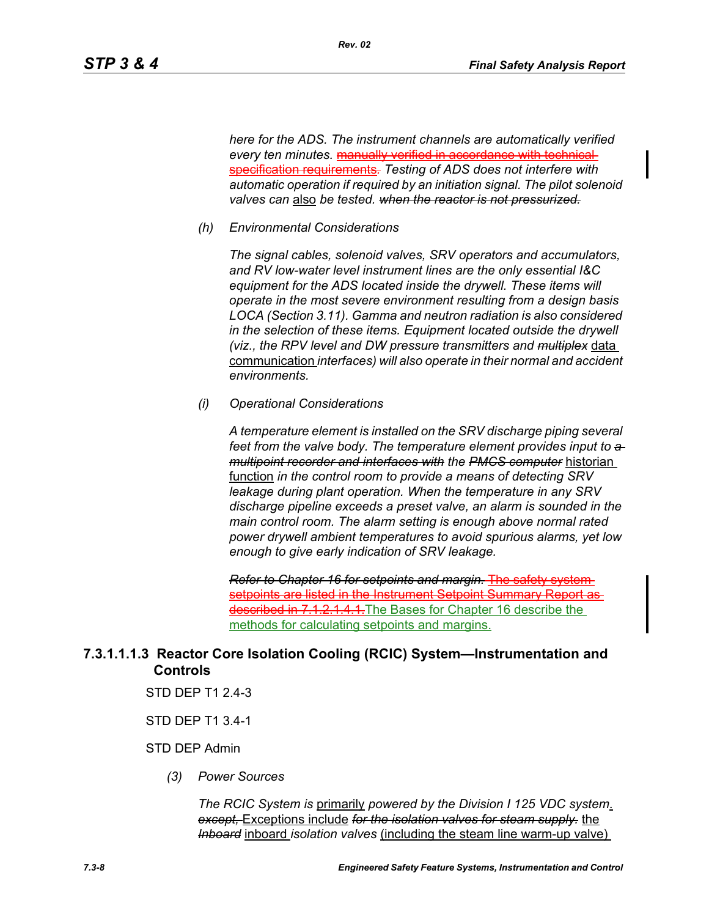*here for the ADS. The instrument channels are automatically verified every ten minutes.* ~~manually verified in accordance with technical specification requirements.~~ *Testing of ADS does not interfere with automatic operation if required by an initiation signal. The pilot solenoid valves can* also *be tested.* ~~*when the reactor is not pressurized.*~~

*(h) Environmental Considerations*

*The signal cables, solenoid valves, SRV operators and accumulators, and RV low-water level instrument lines are the only essential I&C equipment for the ADS located inside the drywell. These items will operate in the most severe environment resulting from a design basis LOCA (Section 3.11). Gamma and neutron radiation is also considered in the selection of these items. Equipment located outside the drywell (viz., the RPV level and DW pressure transmitters and* ~~*multiplex*~~ data communication *interfaces) will also operate in their normal and accident environments.*

*(i) Operational Considerations*

*A temperature element is installed on the SRV discharge piping several feet from the valve body. The temperature element provides input to* ~~*a multipoint recorder and interfaces with*~~ *the* ~~*PMCS computer*~~ historian function *in the control room to provide a means of detecting SRV leakage during plant operation. When the temperature in any SRV discharge pipeline exceeds a preset valve, an alarm is sounded in the main control room. The alarm setting is enough above normal rated power drywell ambient temperatures to avoid spurious alarms, yet low enough to give early indication of SRV leakage.*

~~*Refer to Chapter 16 for setpoints and margin.*~~ ~~The safety system setpoints are listed in the Instrument Setpoint Summary Report as described in 7.1.2.1.4.1.~~The Bases for Chapter 16 describe the methods for calculating setpoints and margins.

#### 7.3.1.1.1.3 Reactor Core Isolation Cooling (RCIC) System—Instrumentation and Controls

STD DEP T1 2.4-3

STD DEP T1 3.4-1

STD DEP Admin

*(3) Power Sources*

*The RCIC System is* primarily *powered by the Division I 125 VDC system*. ~~*except,*~~ Exceptions include ~~*for the isolation valves for steam supply.*~~ the ~~*Inboard*~~ inboard *isolation valves* (including the steam line warm-up valve)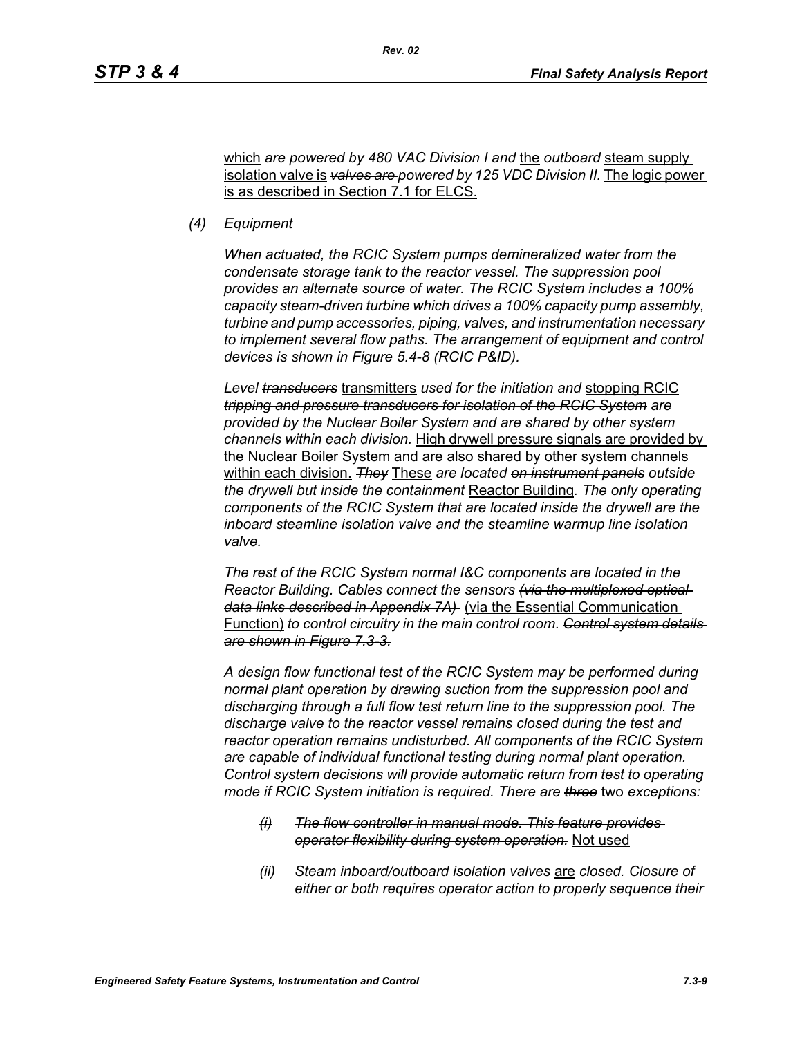<u>which</u> *are powered by 480 VAC Division I and* <u>the</u> *outboard* <u>steam supply isolation valve is</u> ~~*valves are*~~ *powered by 125 VDC Division II.* <u>The logic power is as described in Section 7.1 for ELCS.</u>

*(4) Equipment*

*When actuated, the RCIC System pumps demineralized water from the condensate storage tank to the reactor vessel. The suppression pool provides an alternate source of water. The RCIC System includes a 100% capacity steam-driven turbine which drives a 100% capacity pump assembly, turbine and pump accessories, piping, valves, and instrumentation necessary to implement several flow paths. The arrangement of equipment and control devices is shown in Figure 5.4-8 (RCIC P&ID).*

*Level* ~~*transducers*~~ <u>transmitters</u> *used for the initiation and* <u>stopping RCIC</u> ~~*tripping and pressure transducers for isolation of the RCIC System*~~ *are provided by the Nuclear Boiler System and are shared by other system channels within each division.* <u>High drywell pressure signals are provided by the Nuclear Boiler System and are also shared by other system channels within each division.</u> ~~*They*~~ <u>These</u> *are located* ~~*on instrument panels*~~ *outside the drywell but inside the* ~~*containment*~~ <u>Reactor Building</u>*. The only operating components of the RCIC System that are located inside the drywell are the inboard steamline isolation valve and the steamline warmup line isolation valve.*

*The rest of the RCIC System normal I&C components are located in the Reactor Building. Cables connect the sensors* ~~*(via the multiplexed optical data links described in Appendix 7A)*~~ <u>(via the Essential Communication Function)</u> *to control circuitry in the main control room.* ~~*Control system details are shown in Figure 7.3-3.*~~

*A design flow functional test of the RCIC System may be performed during normal plant operation by drawing suction from the suppression pool and discharging through a full flow test return line to the suppression pool. The discharge valve to the reactor vessel remains closed during the test and reactor operation remains undisturbed. All components of the RCIC System are capable of individual functional testing during normal plant operation. Control system decisions will provide automatic return from test to operating mode if RCIC System initiation is required. There are* ~~*three*~~ <u>two</u> *exceptions:*

~~*(i) The flow controller in manual mode. This feature provides operator flexibility during system operation.*~~ <u>Not used</u>

*(ii) Steam inboard/outboard isolation valves* <u>are</u> *closed. Closure of either or both requires operator action to properly sequence their*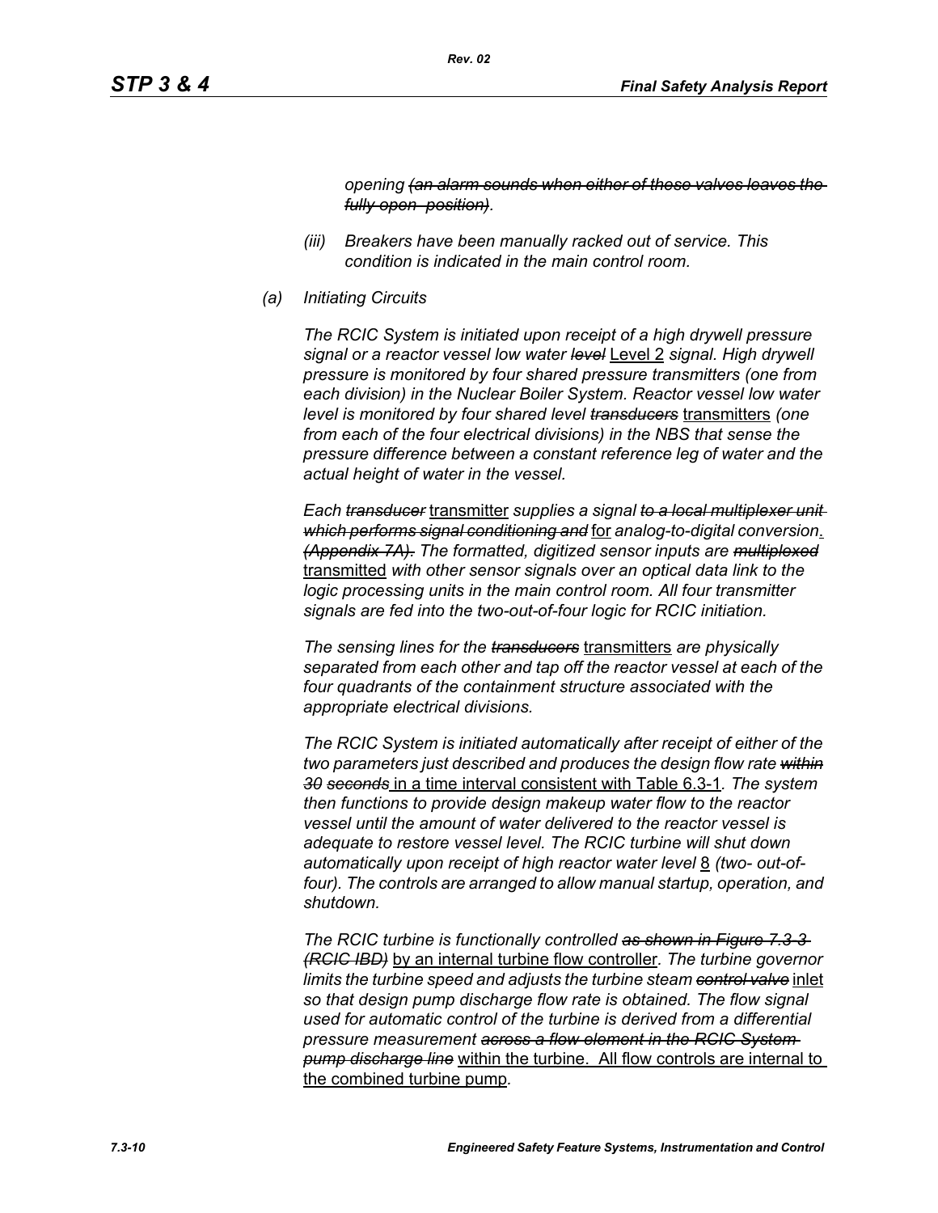*opening ~~(an alarm sounds when either of these valves leaves the fully open position)~~.*

*(iii) Breakers have been manually racked out of service. This condition is indicated in the main control room.*

*(a) Initiating Circuits*

*The RCIC System is initiated upon receipt of a high drywell pressure signal or a reactor vessel low water ~~level~~* <u>Level 2</u> *signal. High drywell pressure is monitored by four shared pressure transmitters (one from each division) in the Nuclear Boiler System. Reactor vessel low water level is monitored by four shared level ~~transducers~~* <u>transmitters</u> *(one from each of the four electrical divisions) in the NBS that sense the pressure difference between a constant reference leg of water and the actual height of water in the vessel.*

*Each ~~transducer~~* <u>transmitter</u> *supplies a signal ~~to a local multiplexer unit which performs signal conditioning and~~* <u>for</u> *analog-to-digital conversion*<u>.</u> *~~(Appendix 7A).~~ The formatted, digitized sensor inputs are ~~multiplexed~~* <u>transmitted</u> *with other sensor signals over an optical data link to the logic processing units in the main control room. All four transmitter signals are fed into the two-out-of-four logic for RCIC initiation.*

*The sensing lines for the ~~transducers~~* <u>transmitters</u> *are physically separated from each other and tap off the reactor vessel at each of the four quadrants of the containment structure associated with the appropriate electrical divisions.*

*The RCIC System is initiated automatically after receipt of either of the two parameters just described and produces the design flow rate ~~within 30 seconds~~* <u>in a time interval consistent with Table 6.3-1</u>*. The system then functions to provide design makeup water flow to the reactor vessel until the amount of water delivered to the reactor vessel is adequate to restore vessel level. The RCIC turbine will shut down automatically upon receipt of high reactor water level* <u>8</u> *(two- out-of-four). The controls are arranged to allow manual startup, operation, and shutdown.*

*The RCIC turbine is functionally controlled ~~as shown in Figure 7.3-3 (RCIC IBD)~~* <u>by an internal turbine flow controller</u>*. The turbine governor limits the turbine speed and adjusts the turbine steam ~~control valve~~* <u>inlet</u> *so that design pump discharge flow rate is obtained. The flow signal used for automatic control of the turbine is derived from a differential pressure measurement ~~across a flow element in the RCIC System pump discharge line~~* <u>within the turbine. All flow controls are internal to the combined turbine pump</u>*.*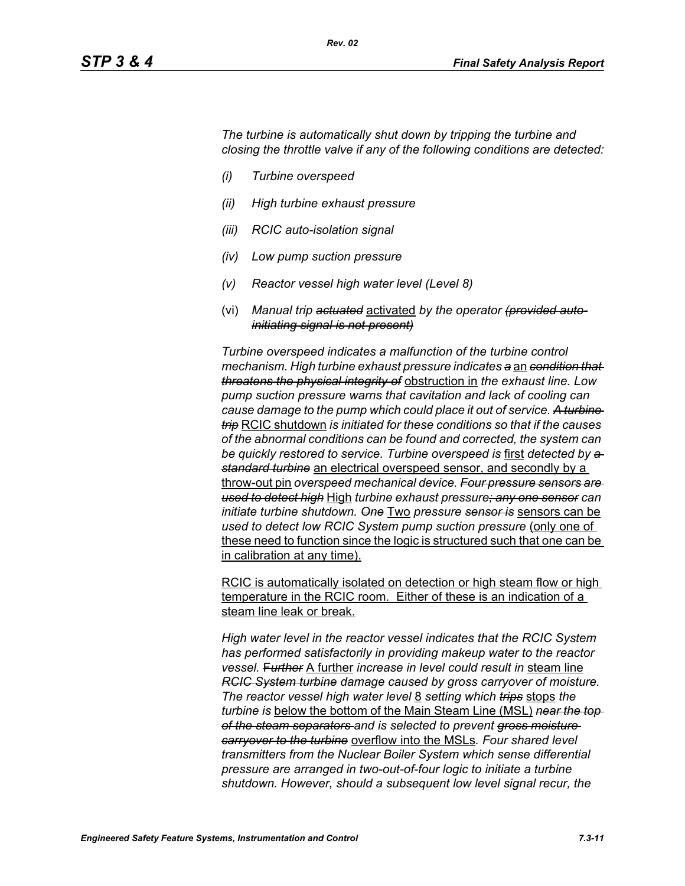*The turbine is automatically shut down by tripping the turbine and closing the throttle valve if any of the following conditions are detected:*

- *(i) Turbine overspeed*
- *(ii) High turbine exhaust pressure*
- *(iii) RCIC auto-isolation signal*
- *(iv) Low pump suction pressure*
- *(v) Reactor vessel high water level (Level 8)*
- (vi) *Manual trip ~~actuated~~* activated *by the operator ~~(provided auto-initiating signal is not present)~~*

*Turbine overspeed indicates a malfunction of the turbine control mechanism. High turbine exhaust pressure indicates ~~a~~* an *~~condition that threatens the physical integrity of~~* obstruction in *the exhaust line. Low pump suction pressure warns that cavitation and lack of cooling can cause damage to the pump which could place it out of service. ~~A turbine trip~~* RCIC shutdown *is initiated for these conditions so that if the causes of the abnormal conditions can be found and corrected, the system can be quickly restored to service. Turbine overspeed is* first *detected by ~~a standard turbine~~* an electrical overspeed sensor, and secondly by a throw-out pin *overspeed mechanical device. ~~Four pressure sensors are used to detect high~~* High *turbine exhaust pressure~~; any one sensor~~ can initiate turbine shutdown. ~~One~~* Two *pressure ~~sensor is~~* sensors can be *used to detect low RCIC System pump suction pressure* (only one of these need to function since the logic is structured such that one can be in calibration at any time).

RCIC is automatically isolated on detection or high steam flow or high temperature in the RCIC room. Either of these is an indication of a steam line leak or break.

*High water level in the reactor vessel indicates that the RCIC System has performed satisfactorily in providing makeup water to the reactor vessel. ~~Further~~* A further *increase in level could result in* steam line *~~RCIC System turbine~~ damage caused by gross carryover of moisture. The reactor vessel high water level* 8 *setting which ~~trips~~* stops *the turbine is* below the bottom of the Main Steam Line (MSL) *~~near the top of the steam separators~~ and is selected to prevent ~~gross moisture carryover to the turbine~~* overflow into the MSLs*. Four shared level transmitters from the Nuclear Boiler System which sense differential pressure are arranged in two-out-of-four logic to initiate a turbine shutdown. However, should a subsequent low level signal recur, the*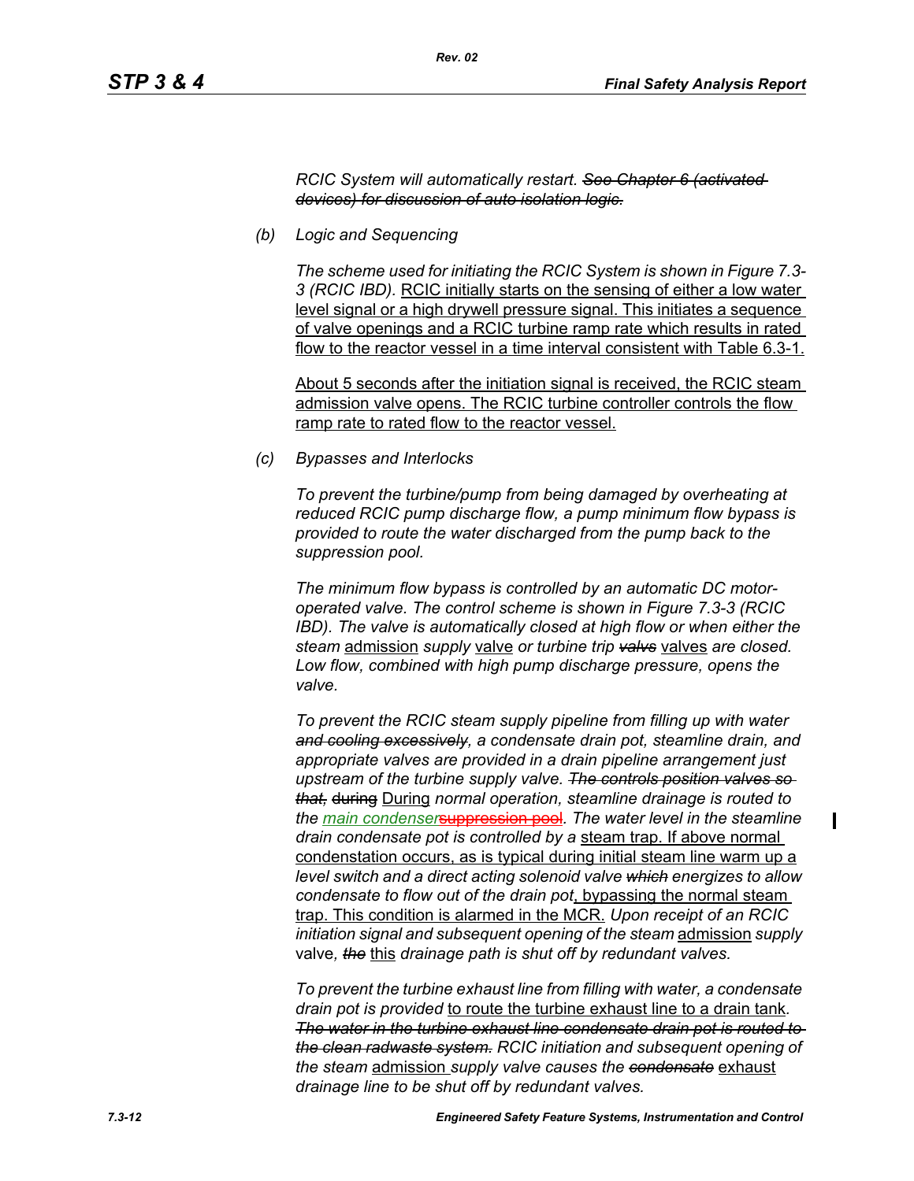*RCIC System will automatically restart. ~~See Chapter 6 (activated devices) for discussion of auto isolation logic.~~*

(b) *Logic and Sequencing*

*The scheme used for initiating the RCIC System is shown in Figure 7.3-3 (RCIC IBD).* RCIC initially starts on the sensing of either a low water level signal or a high drywell pressure signal. This initiates a sequence of valve openings and a RCIC turbine ramp rate which results in rated flow to the reactor vessel in a time interval consistent with Table 6.3-1.

About 5 seconds after the initiation signal is received, the RCIC steam admission valve opens. The RCIC turbine controller controls the flow ramp rate to rated flow to the reactor vessel.

(c) *Bypasses and Interlocks*

*To prevent the turbine/pump from being damaged by overheating at reduced RCIC pump discharge flow, a pump minimum flow bypass is provided to route the water discharged from the pump back to the suppression pool.*

*The minimum flow bypass is controlled by an automatic DC motor-operated valve. The control scheme is shown in Figure 7.3-3 (RCIC IBD). The valve is automatically closed at high flow or when either the steam* admission *supply* valve *or turbine trip ~~valvs~~* valves *are closed. Low flow, combined with high pump discharge pressure, opens the valve.*

*To prevent the RCIC steam supply pipeline from filling up with water ~~and cooling excessively~~, a condensate drain pot, steamline drain, and appropriate valves are provided in a drain pipeline arrangement just upstream of the turbine supply valve. ~~The controls position valves so that,~~* ~~during~~ During *normal operation, steamline drainage is routed to the main condenser~~suppression pool~~. The water level in the steamline drain condensate pot is controlled by a* steam trap. If above normal condenstation occurs, as is typical during initial steam line warm up a *level switch and a direct acting solenoid valve ~~which~~ energizes to allow condensate to flow out of the drain pot*, bypassing the normal steam trap. This condition is alarmed in the MCR. *Upon receipt of an RCIC initiation signal and subsequent opening of the steam* admission *supply* valve*, ~~the~~* this *drainage path is shut off by redundant valves.*

*To prevent the turbine exhaust line from filling with water, a condensate drain pot is provided* to route the turbine exhaust line to a drain tank*. ~~The water in the turbine exhaust line condensate drain pot is routed to the clean radwaste system.~~ RCIC initiation and subsequent opening of the steam* admission *supply valve causes the ~~condensate~~* exhaust *drainage line to be shut off by redundant valves.*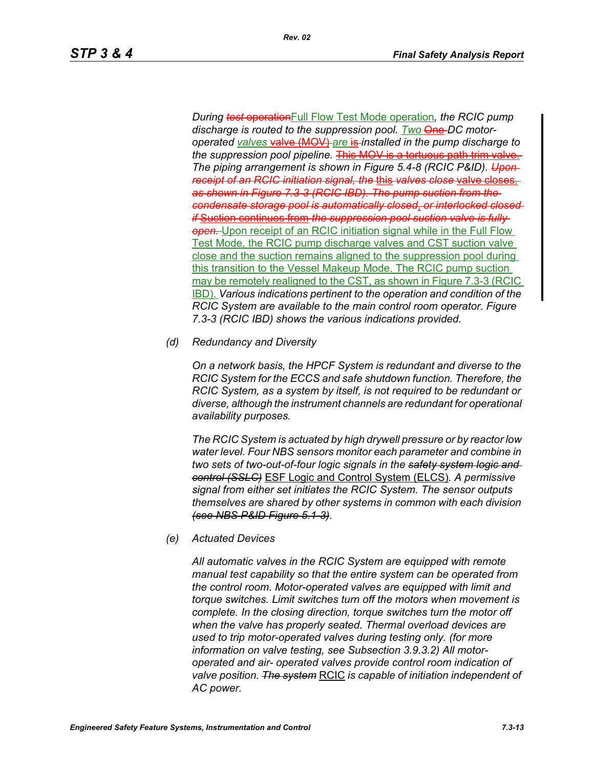*During* ~~*test* operation~~Full Flow Test Mode operation*, the RCIC pump discharge is routed to the suppression pool. Two* ~~One~~ *DC motor-operated valves* ~~valve (MOV)~~ *are* ~~is~~ *installed in the pump discharge to the suppression pool pipeline.* ~~This MOV is a tortuous path trim valve.~~ *The piping arrangement is shown in Figure 5.4-8 (RCIC P&ID).* ~~*Upon receipt of an RCIC initiation signal, the*~~ ~~this~~ ~~*valves close*~~ ~~valve closes.~~ ~~*as shown in Figure 7.3-3 (RCIC IBD). The pump suction from the condensate storage pool is automatically closed, or interlocked closed if*~~ ~~Suction continues from~~ ~~*the suppression pool suction valve is fully open.*~~ Upon receipt of an RCIC initiation signal while in the Full Flow Test Mode, the RCIC pump discharge valves and CST suction valve close and the suction remains aligned to the suppression pool during this transition to the Vessel Makeup Mode. The RCIC pump suction may be remotely realigned to the CST, as shown in Figure 7.3-3 (RCIC IBD). *Various indications pertinent to the operation and condition of the RCIC System are available to the main control room operator. Figure 7.3-3 (RCIC IBD) shows the various indications provided.*

*(d) Redundancy and Diversity*

*On a network basis, the HPCF System is redundant and diverse to the RCIC System for the ECCS and safe shutdown function. Therefore, the RCIC System, as a system by itself, is not required to be redundant or diverse, although the instrument channels are redundant for operational availability purposes.*

*The RCIC System is actuated by high drywell pressure or by reactor low water level. Four NBS sensors monitor each parameter and combine in two sets of two-out-of-four logic signals in the* ~~*safety system logic and control (SSLC)*~~ ESF Logic and Control System (ELCS)*. A permissive signal from either set initiates the RCIC System. The sensor outputs themselves are shared by other systems in common with each division* ~~*(see NBS P&ID Figure 5.1-3)*~~*.*

*(e) Actuated Devices*

*All automatic valves in the RCIC System are equipped with remote manual test capability so that the entire system can be operated from the control room. Motor-operated valves are equipped with limit and torque switches. Limit switches turn off the motors when movement is complete. In the closing direction, torque switches turn the motor off when the valve has properly seated. Thermal overload devices are used to trip motor-operated valves during testing only. (for more information on valve testing, see Subsection 3.9.3.2) All motor-operated and air- operated valves provide control room indication of valve position.* ~~*The system*~~ RCIC *is capable of initiation independent of AC power.*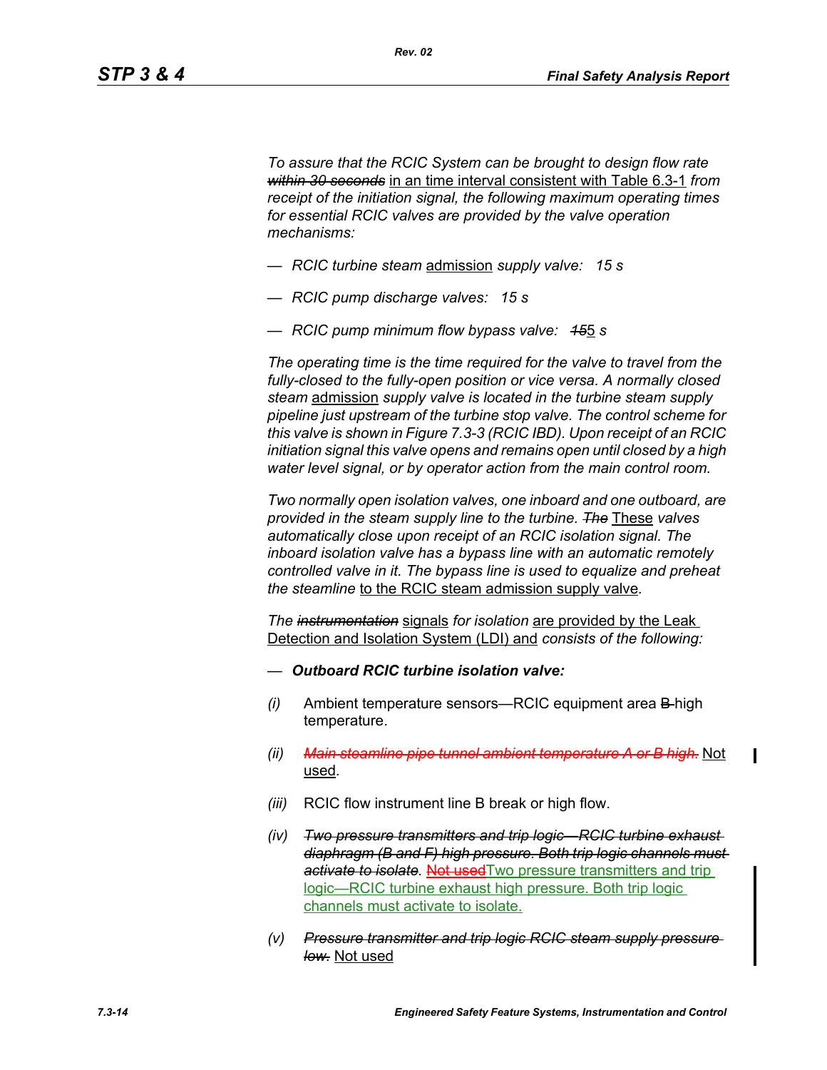*To assure that the RCIC System can be brought to design flow rate ~~within 30 seconds~~* in an time interval consistent with Table 6.3-1 *from receipt of the initiation signal, the following maximum operating times for essential RCIC valves are provided by the valve operation mechanisms:*

— *RCIC turbine steam* admission *supply valve: 15 s*

— *RCIC pump discharge valves: 15 s*

— *RCIC pump minimum flow bypass valve: ~~15~~*5 *s*

*The operating time is the time required for the valve to travel from the fully-closed to the fully-open position or vice versa. A normally closed steam* admission *supply valve is located in the turbine steam supply pipeline just upstream of the turbine stop valve. The control scheme for this valve is shown in Figure 7.3-3 (RCIC IBD). Upon receipt of an RCIC initiation signal this valve opens and remains open until closed by a high water level signal, or by operator action from the main control room.*

*Two normally open isolation valves, one inboard and one outboard, are provided in the steam supply line to the turbine. ~~The~~* These *valves automatically close upon receipt of an RCIC isolation signal. The inboard isolation valve has a bypass line with an automatic remotely controlled valve in it. The bypass line is used to equalize and preheat the steamline* to the RCIC steam admission supply valve*.*

*The ~~instrumentation~~* signals *for isolation* are provided by the Leak Detection and Isolation System (LDI) and *consists of the following:*

— ***Outboard RCIC turbine isolation valve:***

*(i)* Ambient temperature sensors—RCIC equipment area ~~B~~ high temperature.

*(ii)* ~~*Main steamline pipe tunnel ambient temperature A or B high.*~~ Not used.

*(iii)* RCIC flow instrument line B break or high flow.

*(iv)* ~~*Two pressure transmitters and trip logic—RCIC turbine exhaust diaphragm (B and F) high pressure. Both trip logic channels must activate to isolate.*~~ ~~Not used~~Two pressure transmitters and trip logic—RCIC turbine exhaust high pressure. Both trip logic channels must activate to isolate.

*(v)* ~~*Pressure transmitter and trip logic RCIC steam supply pressure low.*~~ Not used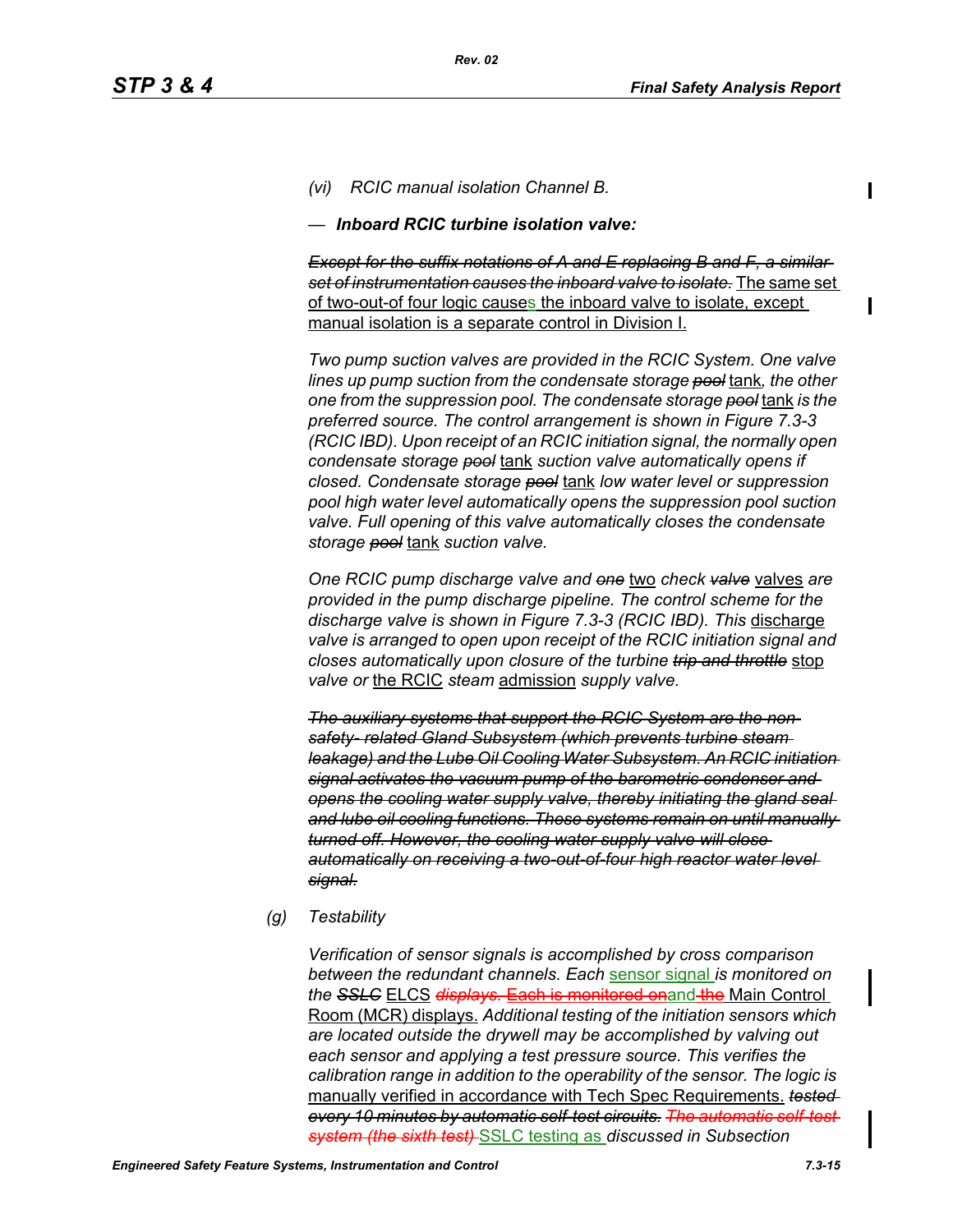*(vi) RCIC manual isolation Channel B.*

— ***Inboard RCIC turbine isolation valve:***

~~*Except for the suffix notations of A and E replacing B and F, a similar set of instrumentation causes the inboard valve to isolate.*~~ The same set of two-out-of four logic causes the inboard valve to isolate, except manual isolation is a separate control in Division I.

*Two pump suction valves are provided in the RCIC System. One valve lines up pump suction from the condensate storage* ~~*pool*~~ tank*, the other one from the suppression pool. The condensate storage* ~~*pool*~~ tank *is the preferred source. The control arrangement is shown in Figure 7.3-3 (RCIC IBD). Upon receipt of an RCIC initiation signal, the normally open condensate storage* ~~*pool*~~ tank *suction valve automatically opens if closed. Condensate storage* ~~*pool*~~ tank *low water level or suppression pool high water level automatically opens the suppression pool suction valve. Full opening of this valve automatically closes the condensate storage* ~~*pool*~~ tank *suction valve.*

*One RCIC pump discharge valve and* ~~*one*~~ two *check* ~~*valve*~~ valves *are provided in the pump discharge pipeline. The control scheme for the discharge valve is shown in Figure 7.3-3 (RCIC IBD). This* discharge *valve is arranged to open upon receipt of the RCIC initiation signal and closes automatically upon closure of the turbine* ~~*trip and throttle*~~ stop *valve or* the RCIC *steam* admission *supply valve.*

~~*The auxiliary systems that support the RCIC System are the non-safety- related Gland Subsystem (which prevents turbine steam leakage) and the Lube Oil Cooling Water Subsystem. An RCIC initiation signal activates the vacuum pump of the barometric condensor and opens the cooling water supply valve, thereby initiating the gland seal and lube oil cooling functions. These systems remain on until manually turned off. However, the cooling water supply valve will close automatically on receiving a two-out-of-four high reactor water level signal.*~~

(g) *Testability*

*Verification of sensor signals is accomplished by cross comparison between the redundant channels. Each* sensor signal *is monitored on the* ~~*SSLC*~~ ELCS ~~*displays.*~~ ~~Each is monitored on~~and ~~the~~ Main Control Room (MCR) displays. *Additional testing of the initiation sensors which are located outside the drywell may be accomplished by valving out each sensor and applying a test pressure source. This verifies the calibration range in addition to the operability of the sensor. The logic is* manually verified in accordance with Tech Spec Requirements. ~~*tested every 10 minutes by automatic self-test circuits.*~~ ~~*The automatic self-test system (the sixth test)*~~ SSLC testing as *discussed in Subsection*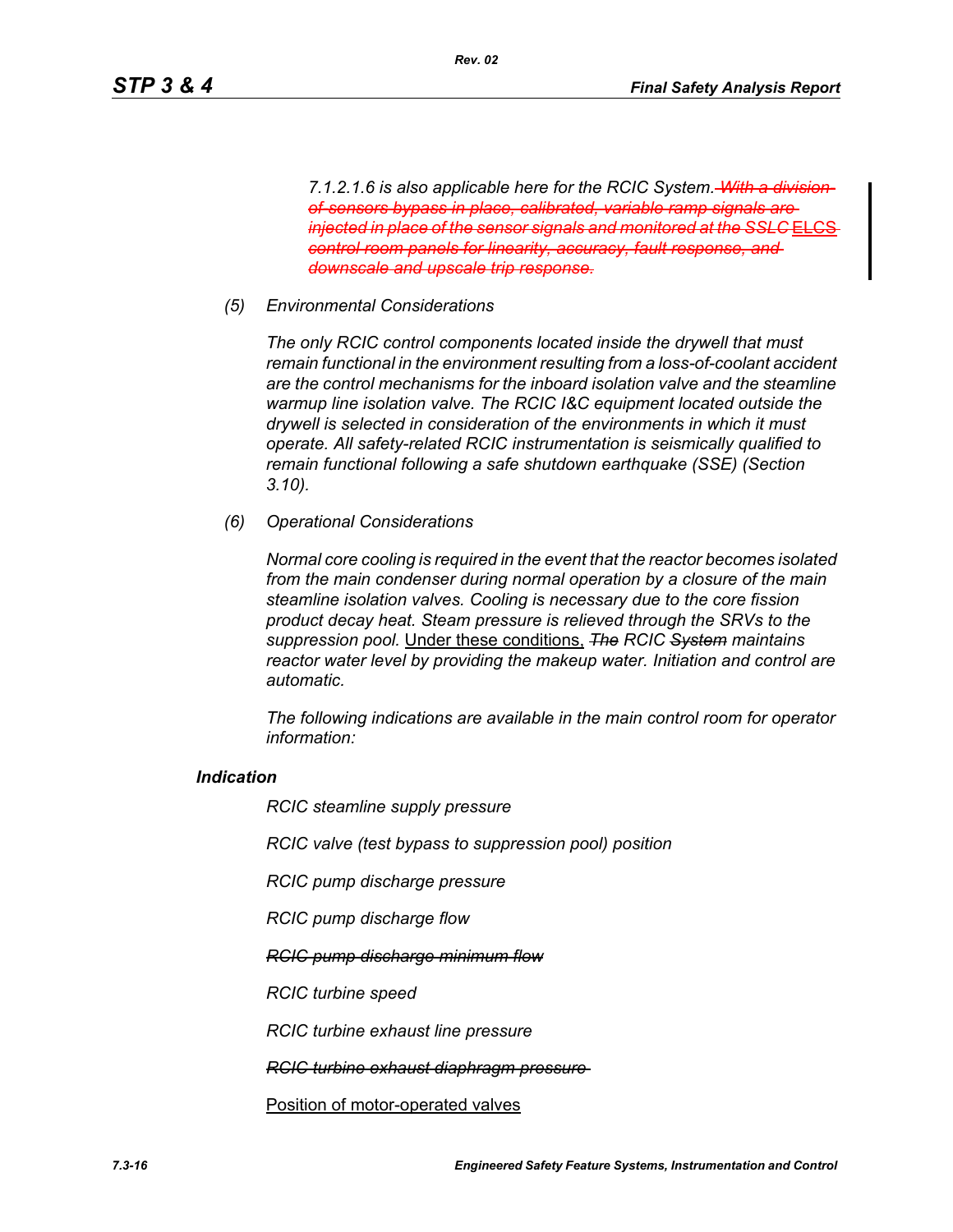*7.1.2.1.6 is also applicable here for the RCIC System. ~~With a division of sensors bypass in place, calibrated, variable ramp signals are injected in place of the sensor signals and monitored at the SSLC~~ ELCS ~~control room panels for linearity, accuracy, fault response, and downscale and upscale trip response.~~*

*(5) Environmental Considerations*

*The only RCIC control components located inside the drywell that must remain functional in the environment resulting from a loss-of-coolant accident are the control mechanisms for the inboard isolation valve and the steamline warmup line isolation valve. The RCIC I&C equipment located outside the drywell is selected in consideration of the environments in which it must operate. All safety-related RCIC instrumentation is seismically qualified to remain functional following a safe shutdown earthquake (SSE) (Section 3.10).*

*(6) Operational Considerations*

*Normal core cooling is required in the event that the reactor becomes isolated from the main condenser during normal operation by a closure of the main steamline isolation valves. Cooling is necessary due to the core fission product decay heat. Steam pressure is relieved through the SRVs to the suppression pool.* Under these conditions, *~~The~~ RCIC ~~System~~ maintains reactor water level by providing the makeup water. Initiation and control are automatic.*

*The following indications are available in the main control room for operator information:*

***Indication***

*RCIC steamline supply pressure*

*RCIC valve (test bypass to suppression pool) position*

*RCIC pump discharge pressure*

*RCIC pump discharge flow*

*~~RCIC pump discharge minimum flow~~*

*RCIC turbine speed*

*RCIC turbine exhaust line pressure*

*~~RCIC turbine exhaust diaphragm pressure~~*

Position of motor-operated valves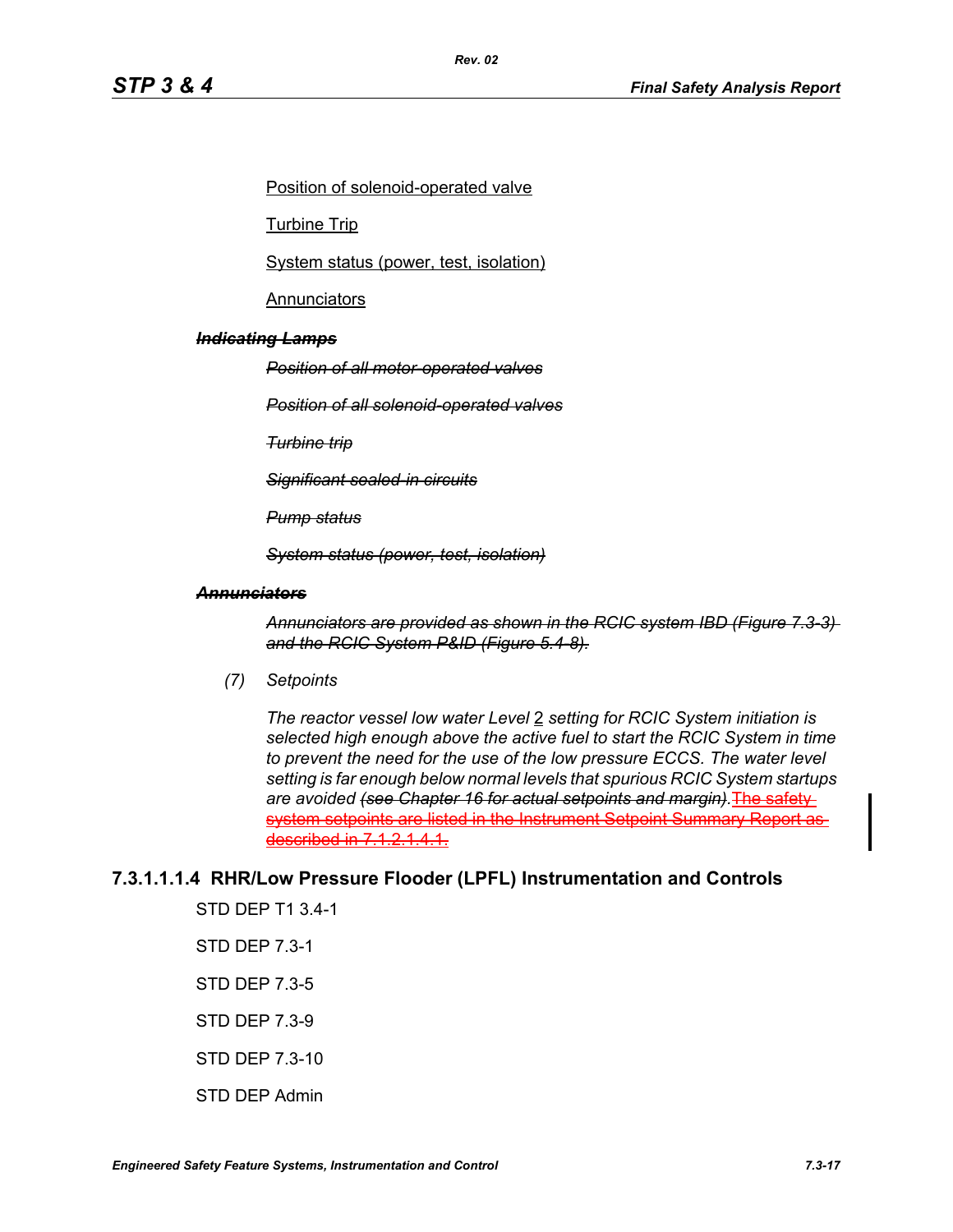Position of solenoid-operated valve

Turbine Trip

System status (power, test, isolation)

Annunciators

~~***Indicating Lamps***~~

~~*Position of all motor-operated valves*~~

~~*Position of all solenoid-operated valves*~~

~~*Turbine trip*~~

~~*Significant sealed-in circuits*~~

~~*Pump status*~~

~~*System status (power, test, isolation)*~~

~~***Annunciators***~~

~~*Annunciators are provided as shown in the RCIC system IBD (Figure 7.3-3) and the RCIC System P&ID (Figure 5.4-8).*~~

*(7) Setpoints*

*The reactor vessel low water Level* 2 *setting for RCIC System initiation is selected high enough above the active fuel to start the RCIC System in time to prevent the need for the use of the low pressure ECCS. The water level setting is far enough below normal levels that spurious RCIC System startups are avoided* ~~*(see Chapter 16 for actual setpoints and margin).*~~~~The safety system setpoints are listed in the Instrument Setpoint Summary Report as described in 7.1.2.1.4.1.~~

### 7.3.1.1.1.4 RHR/Low Pressure Flooder (LPFL) Instrumentation and Controls

STD DEP T1 3.4-1

STD DEP 7.3-1

STD DEP 7.3-5

STD DEP 7.3-9

STD DEP 7.3-10

STD DEP Admin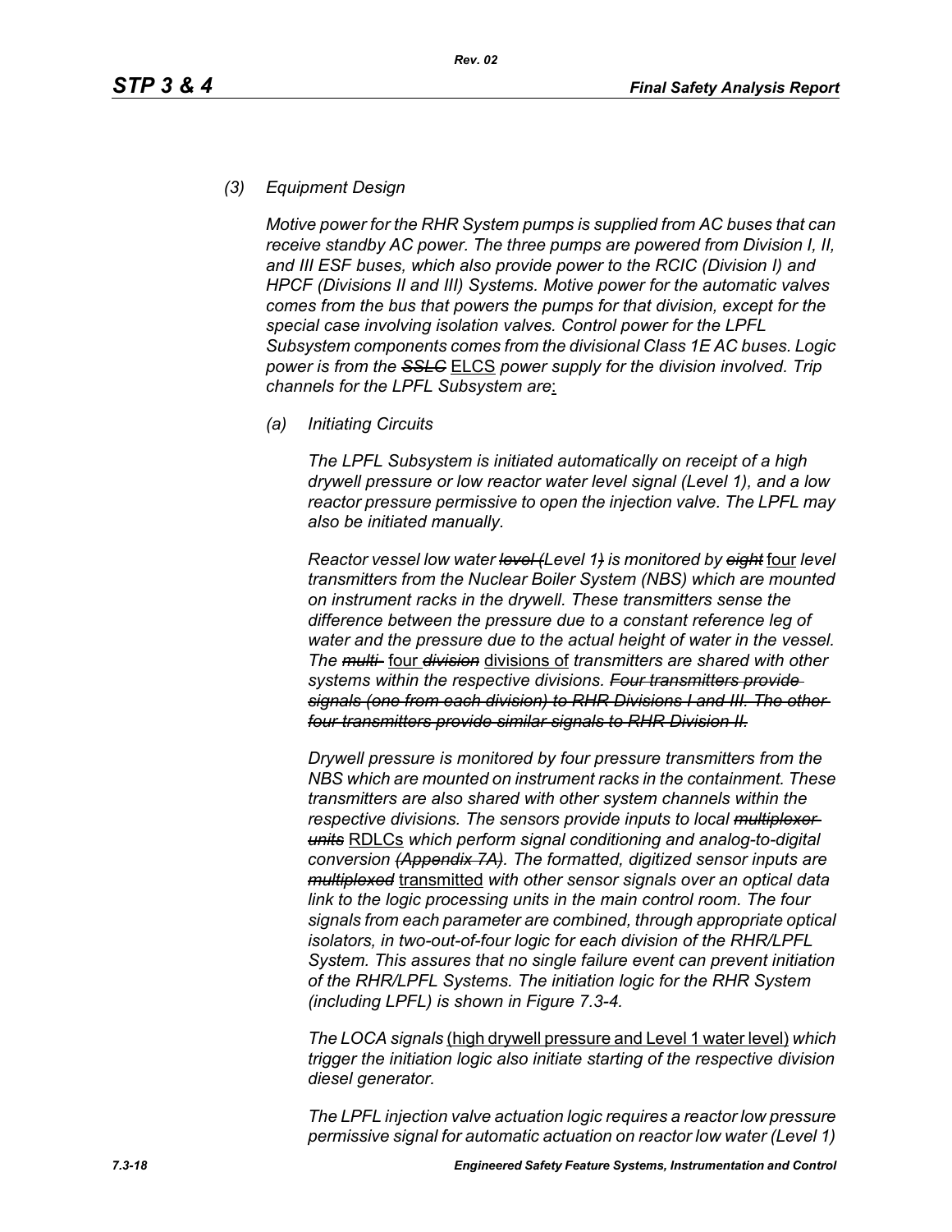*(3) Equipment Design*

*Motive power for the RHR System pumps is supplied from AC buses that can receive standby AC power. The three pumps are powered from Division I, II, and III ESF buses, which also provide power to the RCIC (Division I) and HPCF (Divisions II and III) Systems. Motive power for the automatic valves comes from the bus that powers the pumps for that division, except for the special case involving isolation valves. Control power for the LPFL Subsystem components comes from the divisional Class 1E AC buses. Logic power is from the ~~SSLC~~ ELCS power supply for the division involved. Trip channels for the LPFL Subsystem are:*

*(a) Initiating Circuits*

*The LPFL Subsystem is initiated automatically on receipt of a high drywell pressure or low reactor water level signal (Level 1), and a low reactor pressure permissive to open the injection valve. The LPFL may also be initiated manually.*

*Reactor vessel low water ~~level (~~Level 1~~)~~ is monitored by ~~eight~~ four level transmitters from the Nuclear Boiler System (NBS) which are mounted on instrument racks in the drywell. These transmitters sense the difference between the pressure due to a constant reference leg of water and the pressure due to the actual height of water in the vessel. The ~~multi-~~ four ~~division~~ divisions of transmitters are shared with other systems within the respective divisions. ~~Four transmitters provide signals (one from each division) to RHR Divisions I and III. The other four transmitters provide similar signals to RHR Division II.~~*

*Drywell pressure is monitored by four pressure transmitters from the NBS which are mounted on instrument racks in the containment. These transmitters are also shared with other system channels within the respective divisions. The sensors provide inputs to local ~~multiplexer units~~ RDLCs which perform signal conditioning and analog-to-digital conversion ~~(Appendix 7A)~~. The formatted, digitized sensor inputs are ~~multiplexed~~ transmitted with other sensor signals over an optical data link to the logic processing units in the main control room. The four signals from each parameter are combined, through appropriate optical isolators, in two-out-of-four logic for each division of the RHR/LPFL System. This assures that no single failure event can prevent initiation of the RHR/LPFL Systems. The initiation logic for the RHR System (including LPFL) is shown in Figure 7.3-4.*

*The LOCA signals (high drywell pressure and Level 1 water level) which trigger the initiation logic also initiate starting of the respective division diesel generator.*

*The LPFL injection valve actuation logic requires a reactor low pressure permissive signal for automatic actuation on reactor low water (Level 1)*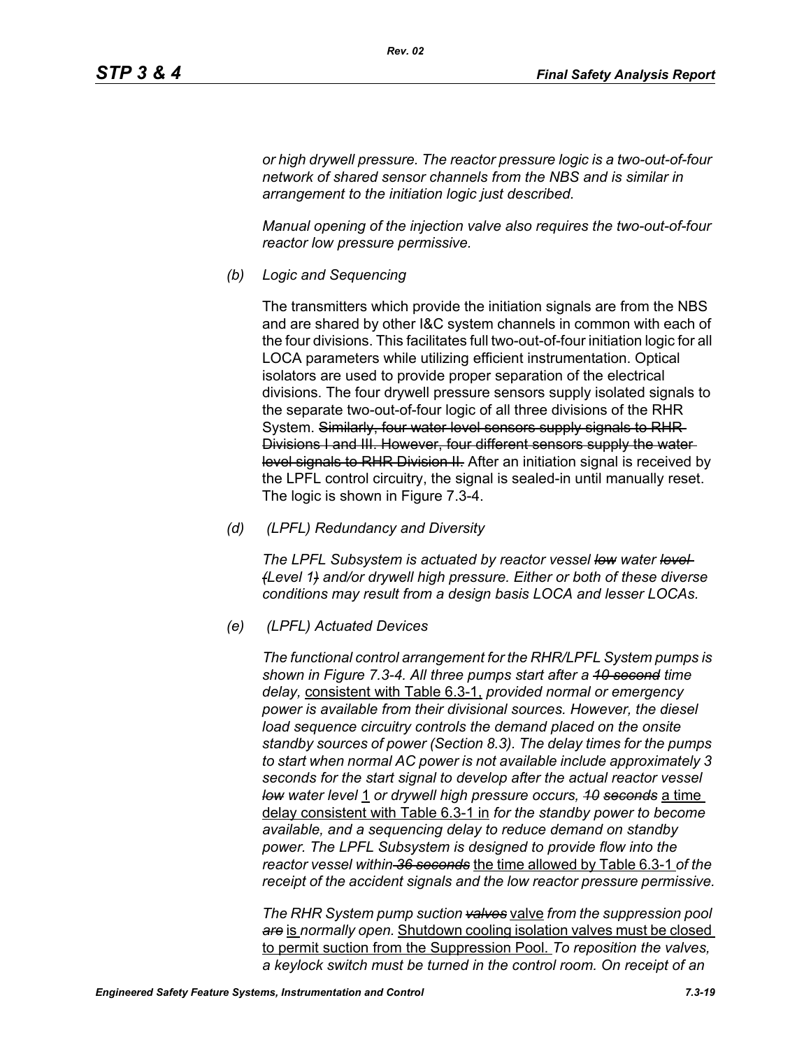*or high drywell pressure. The reactor pressure logic is a two-out-of-four network of shared sensor channels from the NBS and is similar in arrangement to the initiation logic just described.*

*Manual opening of the injection valve also requires the two-out-of-four reactor low pressure permissive.*

*(b) Logic and Sequencing*

The transmitters which provide the initiation signals are from the NBS and are shared by other I&C system channels in common with each of the four divisions. This facilitates full two-out-of-four initiation logic for all LOCA parameters while utilizing efficient instrumentation. Optical isolators are used to provide proper separation of the electrical divisions. The four drywell pressure sensors supply isolated signals to the separate two-out-of-four logic of all three divisions of the RHR System. ~~Similarly, four water level sensors supply signals to RHR Divisions I and III. However, four different sensors supply the water level signals to RHR Division II.~~ After an initiation signal is received by the LPFL control circuitry, the signal is sealed-in until manually reset. The logic is shown in Figure 7.3-4.

*(d) (LPFL) Redundancy and Diversity*

*The LPFL Subsystem is actuated by reactor vessel ~~low~~ water ~~level (~~Level 1~~)~~ and/or drywell high pressure. Either or both of these diverse conditions may result from a design basis LOCA and lesser LOCAs.*

*(e) (LPFL) Actuated Devices*

*The functional control arrangement for the RHR/LPFL System pumps is shown in Figure 7.3-4. All three pumps start after a ~~10 second~~ time delay,* consistent with Table 6.3-1, *provided normal or emergency power is available from their divisional sources. However, the diesel load sequence circuitry controls the demand placed on the onsite standby sources of power (Section 8.3). The delay times for the pumps to start when normal AC power is not available include approximately 3 seconds for the start signal to develop after the actual reactor vessel ~~low~~ water level* 1 *or drywell high pressure occurs, ~~10 seconds~~* a time delay consistent with Table 6.3-1 in *for the standby power to become available, and a sequencing delay to reduce demand on standby power. The LPFL Subsystem is designed to provide flow into the reactor vessel within ~~36 seconds~~* the time allowed by Table 6.3-1 *of the receipt of the accident signals and the low reactor pressure permissive.*

*The RHR System pump suction ~~valves~~* valve *from the suppression pool ~~are~~* is *normally open.* Shutdown cooling isolation valves must be closed to permit suction from the Suppression Pool. *To reposition the valves, a keylock switch must be turned in the control room. On receipt of an*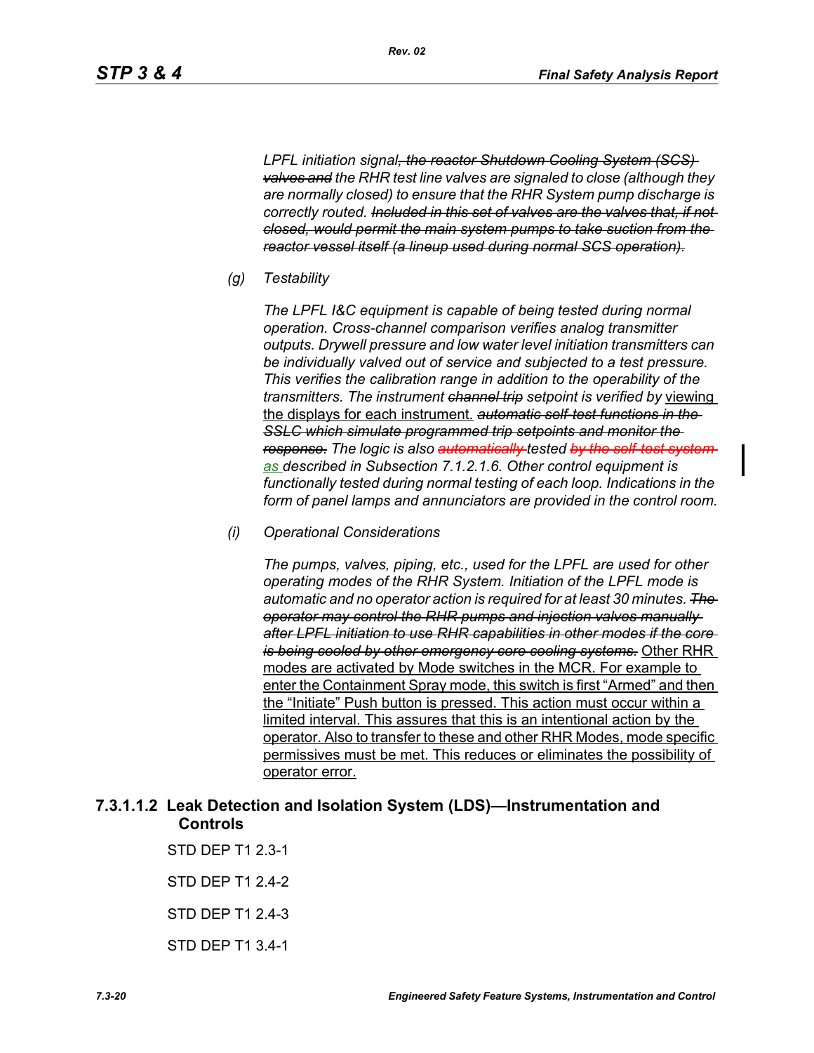*LPFL initiation signal~~, the reactor Shutdown Cooling System (SCS) valves and~~ the RHR test line valves are signaled to close (although they are normally closed) to ensure that the RHR System pump discharge is correctly routed. ~~Included in this set of valves are the valves that, if not closed, would permit the main system pumps to take suction from the reactor vessel itself (a lineup used during normal SCS operation).~~*

*(g) Testability*

*The LPFL I&C equipment is capable of being tested during normal operation. Cross-channel comparison verifies analog transmitter outputs. Drywell pressure and low water level initiation transmitters can be individually valved out of service and subjected to a test pressure. This verifies the calibration range in addition to the operability of the transmitters. The instrument ~~channel trip~~ setpoint is verified by* <u>viewing the displays for each instrument.</u> *~~automatic self-test functions in the SSLC which simulate programmed trip setpoints and monitor the response.~~ The logic is also ~~automatically~~ tested ~~by the self-test system~~ <u>as</u> described in Subsection 7.1.2.1.6. Other control equipment is functionally tested during normal testing of each loop. Indications in the form of panel lamps and annunciators are provided in the control room.*

*(i) Operational Considerations*

*The pumps, valves, piping, etc., used for the LPFL are used for other operating modes of the RHR System. Initiation of the LPFL mode is automatic and no operator action is required for at least 30 minutes. ~~The operator may control the RHR pumps and injection valves manually after LPFL initiation to use RHR capabilities in other modes if the core is being cooled by other emergency core cooling systems.~~* <u>Other RHR modes are activated by Mode switches in the MCR. For example to enter the Containment Spray mode, this switch is first "Armed" and then the "Initiate" Push button is pressed. This action must occur within a limited interval. This assures that this is an intentional action by the operator. Also to transfer to these and other RHR Modes, mode specific permissives must be met. This reduces or eliminates the possibility of operator error.</u>

### 7.3.1.1.2 Leak Detection and Isolation System (LDS)—Instrumentation and Controls

STD DEP T1 2.3-1

STD DEP T1 2.4-2

STD DEP T1 2.4-3

STD DEP T1 3.4-1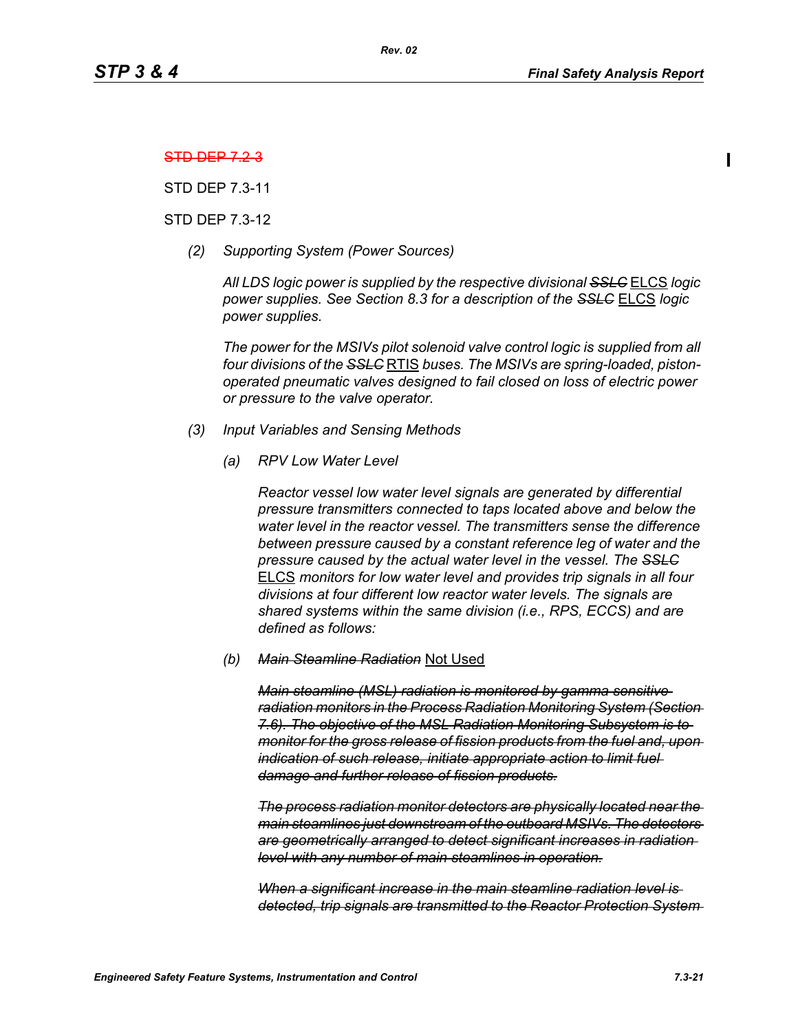~~STD DEP 7.2-3~~

STD DEP 7.3-11

STD DEP 7.3-12

*(2) Supporting System (Power Sources)*

*All LDS logic power is supplied by the respective divisional* ~~*SSLC*~~ ELCS *logic power supplies. See Section 8.3 for a description of the* ~~*SSLC*~~ ELCS *logic power supplies.*

*The power for the MSIVs pilot solenoid valve control logic is supplied from all four divisions of the* ~~*SSLC*~~ RTIS *buses. The MSIVs are spring-loaded, piston-operated pneumatic valves designed to fail closed on loss of electric power or pressure to the valve operator.*

*(3) Input Variables and Sensing Methods*

*(a) RPV Low Water Level*

*Reactor vessel low water level signals are generated by differential pressure transmitters connected to taps located above and below the water level in the reactor vessel. The transmitters sense the difference between pressure caused by a constant reference leg of water and the pressure caused by the actual water level in the vessel. The* ~~*SSLC*~~ ELCS *monitors for low water level and provides trip signals in all four divisions at four different low reactor water levels. The signals are shared systems within the same division (i.e., RPS, ECCS) and are defined as follows:*

*(b)* ~~*Main Steamline Radiation*~~ Not Used

~~*Main steamline (MSL) radiation is monitored by gamma sensitive radiation monitors in the Process Radiation Monitoring System (Section 7.6). The objective of the MSL Radiation Monitoring Subsystem is to monitor for the gross release of fission products from the fuel and, upon indication of such release, initiate appropriate action to limit fuel damage and further release of fission products.*~~

~~*The process radiation monitor detectors are physically located near the main steamlines just downstream of the outboard MSIVs. The detectors are geometrically arranged to detect significant increases in radiation level with any number of main steamlines in operation.*~~

~~*When a significant increase in the main steamline radiation level is detected, trip signals are transmitted to the Reactor Protection System*~~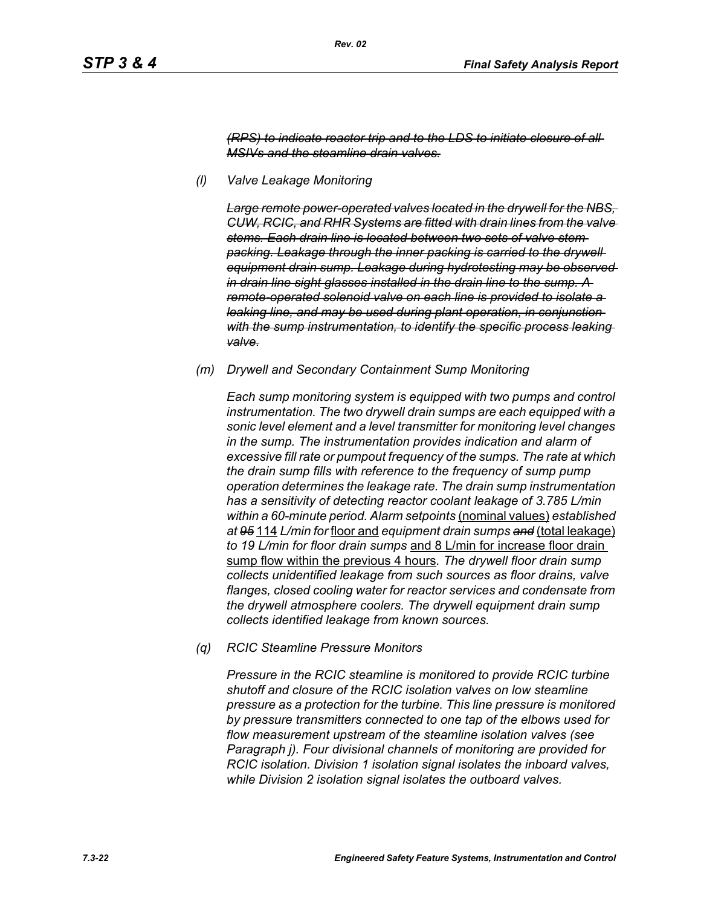*~~(RPS) to indicate reactor trip and to the LDS to initiate closure of all MSIVs and the steamline drain valves.~~*

*(l) Valve Leakage Monitoring*

*~~Large remote power-operated valves located in the drywell for the NBS, CUW, RCIC, and RHR Systems are fitted with drain lines from the valve stems. Each drain line is located between two sets of valve stem packing. Leakage through the inner packing is carried to the drywell equipment drain sump. Leakage during hydrotesting may be observed in drain line sight glasses installed in the drain line to the sump. A remote-operated solenoid valve on each line is provided to isolate a leaking line, and may be used during plant operation, in conjunction with the sump instrumentation, to identify the specific process leaking valve.~~*

*(m) Drywell and Secondary Containment Sump Monitoring*

*Each sump monitoring system is equipped with two pumps and control instrumentation. The two drywell drain sumps are each equipped with a sonic level element and a level transmitter for monitoring level changes in the sump. The instrumentation provides indication and alarm of excessive fill rate or pumpout frequency of the sumps. The rate at which the drain sump fills with reference to the frequency of sump pump operation determines the leakage rate. The drain sump instrumentation has a sensitivity of detecting reactor coolant leakage of 3.785 L/min within a 60-minute period. Alarm setpoints* <u>(nominal values)</u> *established at ~~95~~* <u>114</u> *L/min for* <u>floor and</u> *equipment drain sumps ~~and~~* <u>(total leakage)</u> *to 19 L/min for floor drain sumps* <u>and 8 L/min for increase floor drain sump flow within the previous 4 hours</u>*. The drywell floor drain sump collects unidentified leakage from such sources as floor drains, valve flanges, closed cooling water for reactor services and condensate from the drywell atmosphere coolers. The drywell equipment drain sump collects identified leakage from known sources.*

*(q) RCIC Steamline Pressure Monitors*

*Pressure in the RCIC steamline is monitored to provide RCIC turbine shutoff and closure of the RCIC isolation valves on low steamline pressure as a protection for the turbine. This line pressure is monitored by pressure transmitters connected to one tap of the elbows used for flow measurement upstream of the steamline isolation valves (see Paragraph j). Four divisional channels of monitoring are provided for RCIC isolation. Division 1 isolation signal isolates the inboard valves, while Division 2 isolation signal isolates the outboard valves.*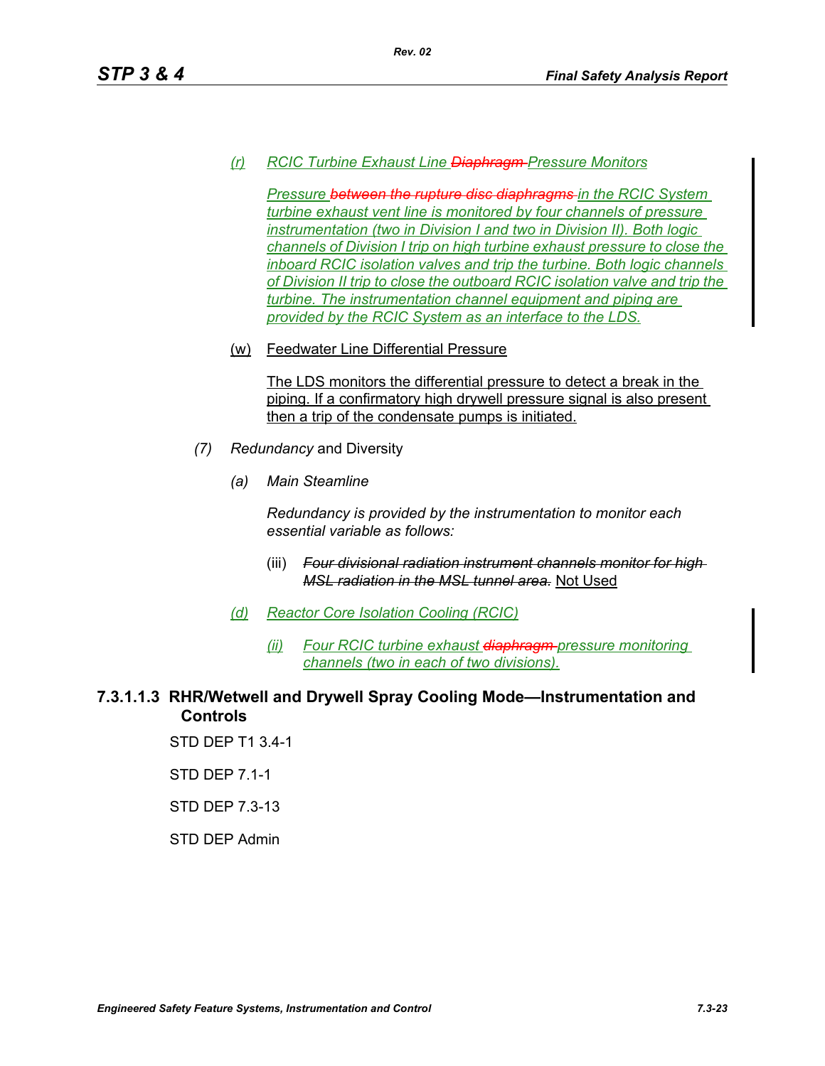*(r) RCIC Turbine Exhaust Line ~~Diaphragm~~ Pressure Monitors*

*Pressure ~~between the rupture disc diaphragms~~ in the RCIC System turbine exhaust vent line is monitored by four channels of pressure instrumentation (two in Division I and two in Division II). Both logic channels of Division I trip on high turbine exhaust pressure to close the inboard RCIC isolation valves and trip the turbine. Both logic channels of Division II trip to close the outboard RCIC isolation valve and trip the turbine. The instrumentation channel equipment and piping are provided by the RCIC System as an interface to the LDS.*

(w) Feedwater Line Differential Pressure

The LDS monitors the differential pressure to detect a break in the piping. If a confirmatory high drywell pressure signal is also present then a trip of the condensate pumps is initiated.

*(7) Redundancy* and Diversity

*(a) Main Steamline*

*Redundancy is provided by the instrumentation to monitor each essential variable as follows:*

(iii) ~~*Four divisional radiation instrument channels monitor for high MSL radiation in the MSL tunnel area.*~~ Not Used

*(d) Reactor Core Isolation Cooling (RCIC)*

*(ii) Four RCIC turbine exhaust ~~diaphragm~~ pressure monitoring channels (two in each of two divisions).*

### 7.3.1.1.3 RHR/Wetwell and Drywell Spray Cooling Mode—Instrumentation and Controls

STD DEP T1 3.4-1

STD DEP 7.1-1

STD DEP 7.3-13

STD DEP Admin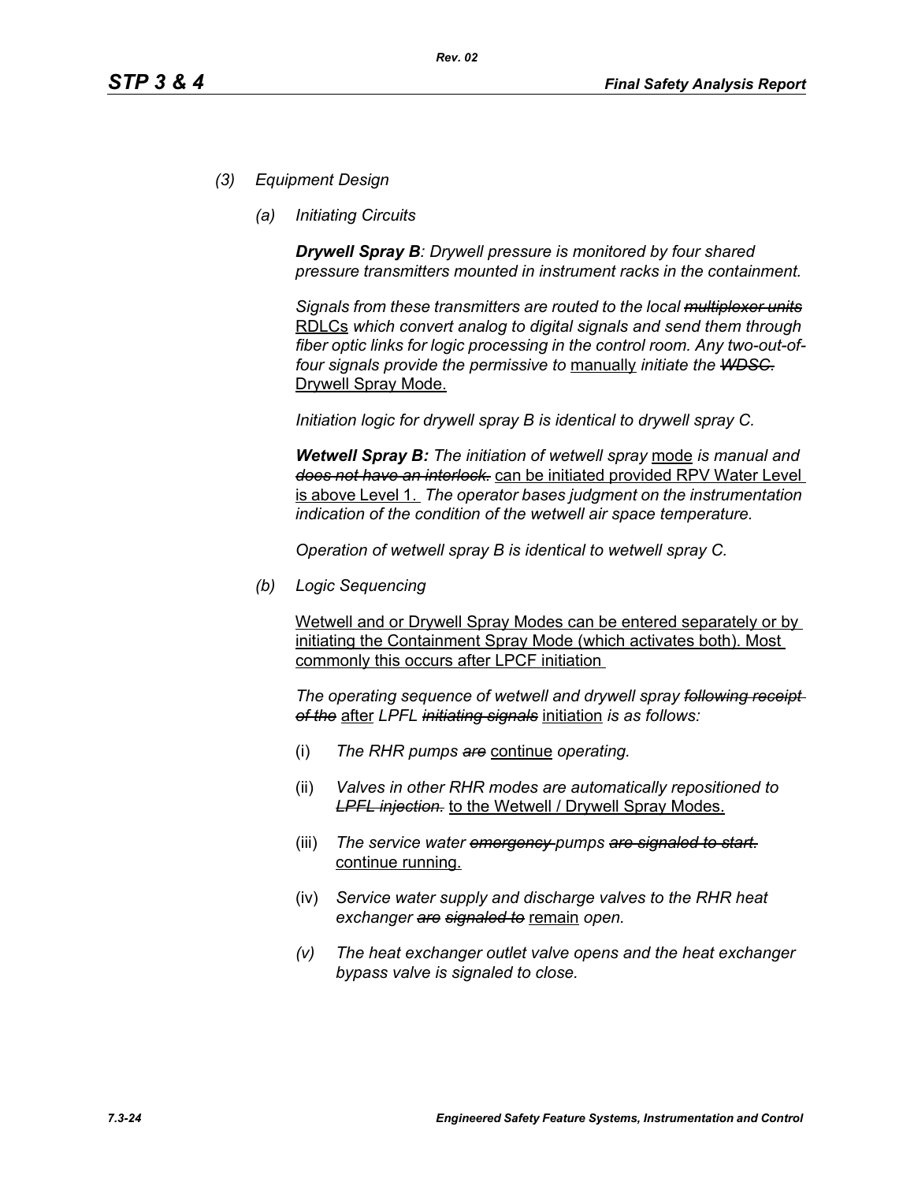*(3) Equipment Design*

*(a) Initiating Circuits*

***Drywell Spray B**: Drywell pressure is monitored by four shared pressure transmitters mounted in instrument racks in the containment.*

*Signals from these transmitters are routed to the local ~~multiplexer units~~* <u>RDLCs</u> *which convert analog to digital signals and send them through fiber optic links for logic processing in the control room. Any two-out-of-four signals provide the permissive to* <u>manually</u> *initiate the ~~WDSC.~~* <u>Drywell Spray Mode.</u>

*Initiation logic for drywell spray B is identical to drywell spray C.*

***Wetwell Spray B:** The initiation of wetwell spray* <u>mode</u> *is manual and ~~does not have an interlock.~~* <u>can be initiated provided RPV Water Level is above Level 1.</u> *The operator bases judgment on the instrumentation indication of the condition of the wetwell air space temperature.*

*Operation of wetwell spray B is identical to wetwell spray C.*

*(b) Logic Sequencing*

<u>Wetwell and or Drywell Spray Modes can be entered separately or by initiating the Containment Spray Mode (which activates both). Most commonly this occurs after LPCF initiation</u>

*The operating sequence of wetwell and drywell spray ~~following receipt of the~~* <u>after</u> *LPFL ~~initiating signals~~* <u>initiation</u> *is as follows:*

(i) *The RHR pumps ~~are~~* <u>continue</u> *operating.*

(ii) *Valves in other RHR modes are automatically repositioned to ~~LPFL injection.~~* <u>to the Wetwell / Drywell Spray Modes.</u>

(iii) *The service water ~~emergency~~ pumps ~~are signaled to start.~~* <u>continue running.</u>

(iv) *Service water supply and discharge valves to the RHR heat exchanger ~~are signaled to~~* <u>remain</u> *open.*

*(v) The heat exchanger outlet valve opens and the heat exchanger bypass valve is signaled to close.*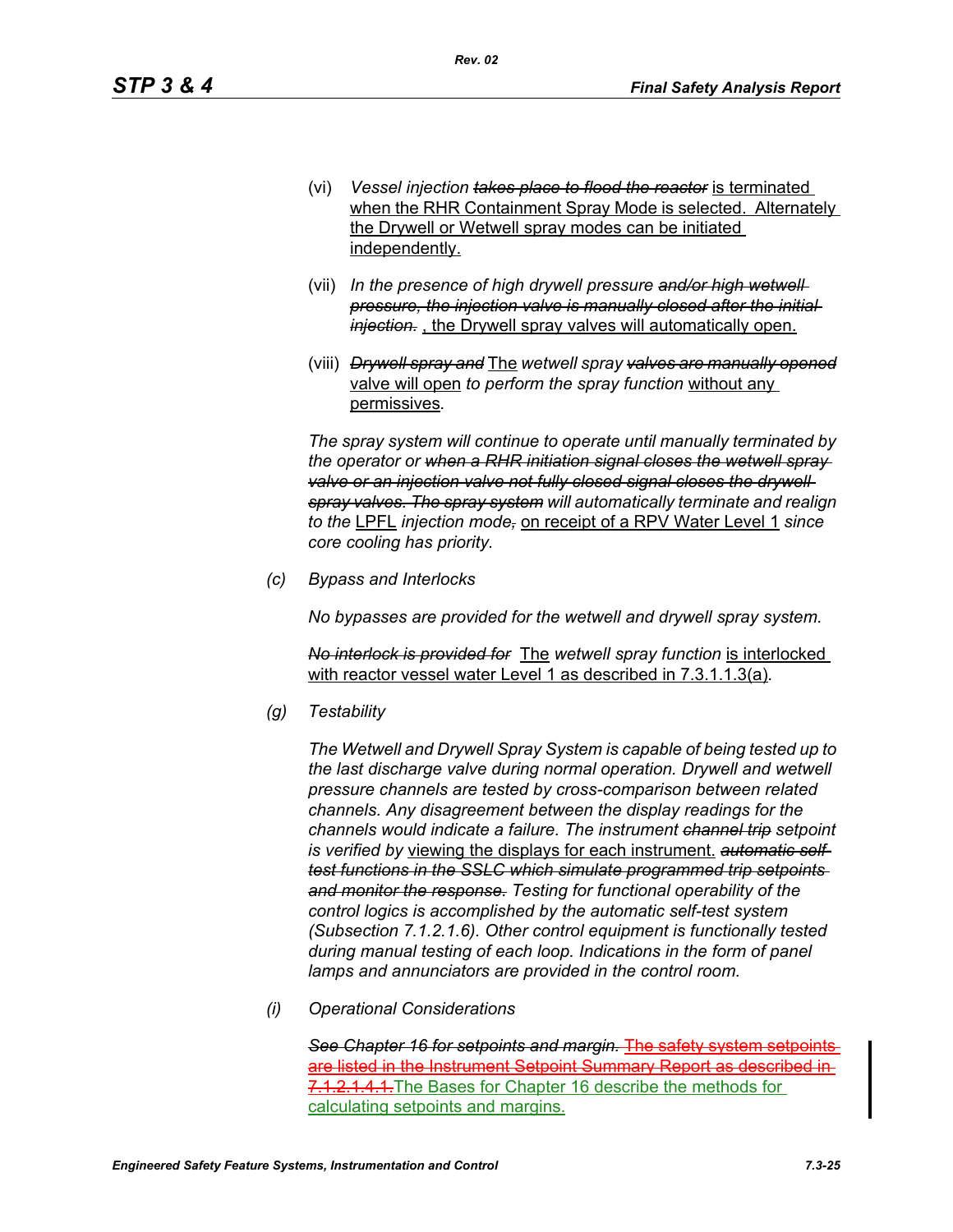(vi) *Vessel injection* ~~*takes place to flood the reactor*~~ is terminated when the RHR Containment Spray Mode is selected. Alternately the Drywell or Wetwell spray modes can be initiated independently.

(vii) *In the presence of high drywell pressure* ~~*and/or high wetwell pressure, the injection valve is manually closed after the initial injection.*~~ , the Drywell spray valves will automatically open.

(viii) ~~*Drywell spray and*~~ The *wetwell spray* ~~*valves are manually opened*~~ valve will open *to perform the spray function* without any permissives*.*

*The spray system will continue to operate until manually terminated by the operator or* ~~*when a RHR initiation signal closes the wetwell spray valve or an injection valve not fully closed signal closes the drywell spray valves. The spray system*~~ *will automatically terminate and realign to the* LPFL *injection mode*~~*,*~~ on receipt of a RPV Water Level 1 *since core cooling has priority.*

*(c) Bypass and Interlocks*

*No bypasses are provided for the wetwell and drywell spray system.*

~~*No interlock is provided for*~~ The *wetwell spray function* is interlocked with reactor vessel water Level 1 as described in 7.3.1.1.3(a)*.*

*(g) Testability*

*The Wetwell and Drywell Spray System is capable of being tested up to the last discharge valve during normal operation. Drywell and wetwell pressure channels are tested by cross-comparison between related channels. Any disagreement between the display readings for the channels would indicate a failure. The instrument* ~~*channel trip*~~ *setpoint is verified by* viewing the displays for each instrument. ~~*automatic self-test functions in the SSLC which simulate programmed trip setpoints and monitor the response.*~~ *Testing for functional operability of the control logics is accomplished by the automatic self-test system (Subsection 7.1.2.1.6). Other control equipment is functionally tested during manual testing of each loop. Indications in the form of panel lamps and annunciators are provided in the control room.*

*(i) Operational Considerations*

~~*See Chapter 16 for setpoints and margin.*~~ ~~The safety system setpoints are listed in the Instrument Setpoint Summary Report as described in 7.1.2.1.4.1.~~ The Bases for Chapter 16 describe the methods for calculating setpoints and margins.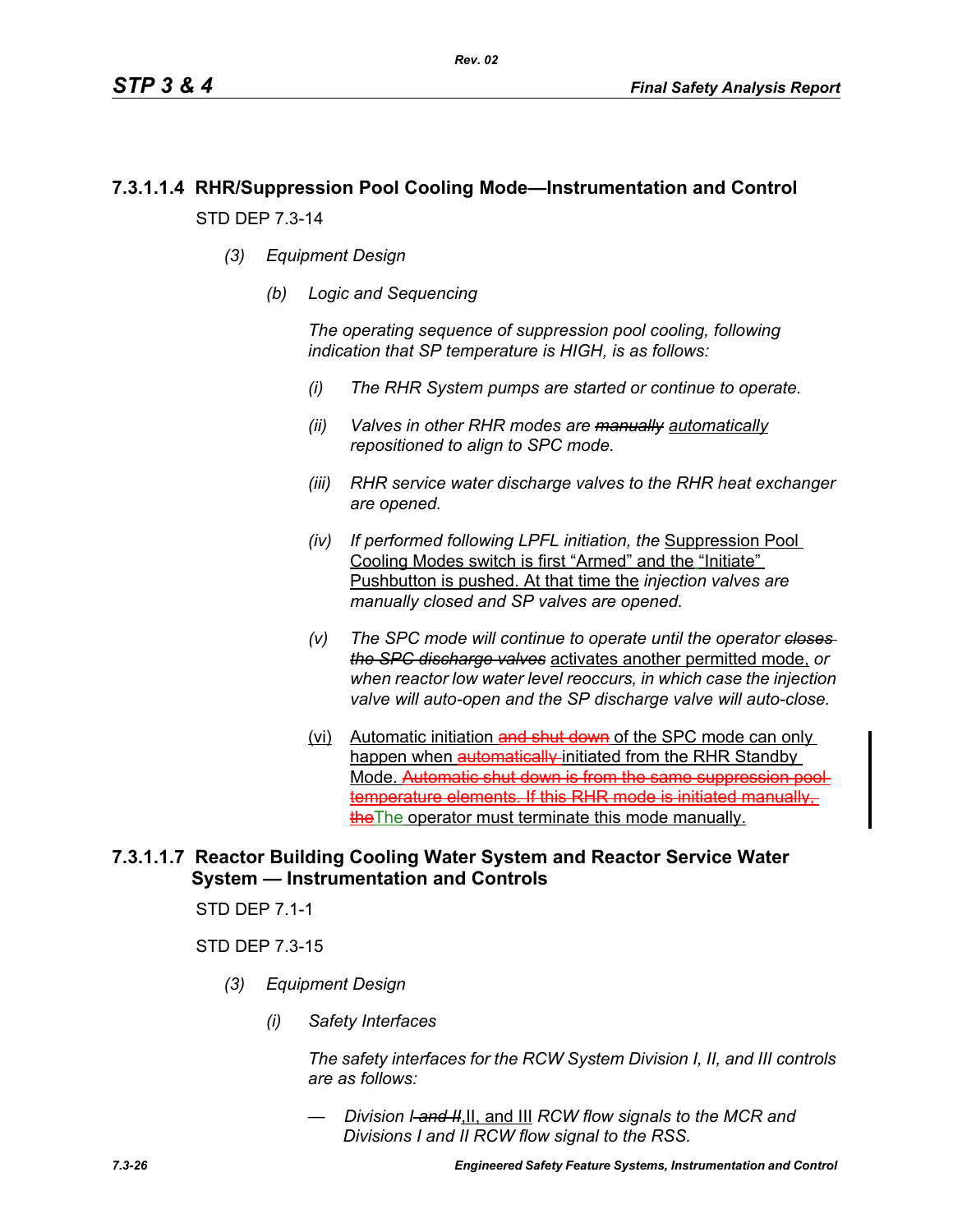### 7.3.1.1.4 RHR/Suppression Pool Cooling Mode—Instrumentation and Control

STD DEP 7.3-14

*(3) Equipment Design*

*(b) Logic and Sequencing*

*The operating sequence of suppression pool cooling, following indication that SP temperature is HIGH, is as follows:*

*(i) The RHR System pumps are started or continue to operate.*

*(ii) Valves in other RHR modes are ~~manually~~ automatically repositioned to align to SPC mode.*

*(iii) RHR service water discharge valves to the RHR heat exchanger are opened.*

*(iv) If performed following LPFL initiation, the* Suppression Pool Cooling Modes switch is first "Armed" and the "Initiate" Pushbutton is pushed. At that time the *injection valves are manually closed and SP valves are opened.*

*(v) The SPC mode will continue to operate until the operator ~~closes the SPC discharge valves~~* activates another permitted mode, *or when reactor low water level reoccurs, in which case the injection valve will auto-open and the SP discharge valve will auto-close.*

(vi) Automatic initiation ~~and shut down~~ of the SPC mode can only happen when ~~automatically~~ initiated from the RHR Standby Mode. ~~Automatic shut down is from the same suppression pool temperature elements. If this RHR mode is initiated manually, the~~The operator must terminate this mode manually.

### 7.3.1.1.7 Reactor Building Cooling Water System and Reactor Service Water System — Instrumentation and Controls

STD DEP 7.1-1

STD DEP 7.3-15

*(3) Equipment Design*

*(i) Safety Interfaces*

*The safety interfaces for the RCW System Division I, II, and III controls are as follows:*

— *Division ~~I and II~~*,II, and III *RCW flow signals to the MCR and Divisions I and II RCW flow signal to the RSS.*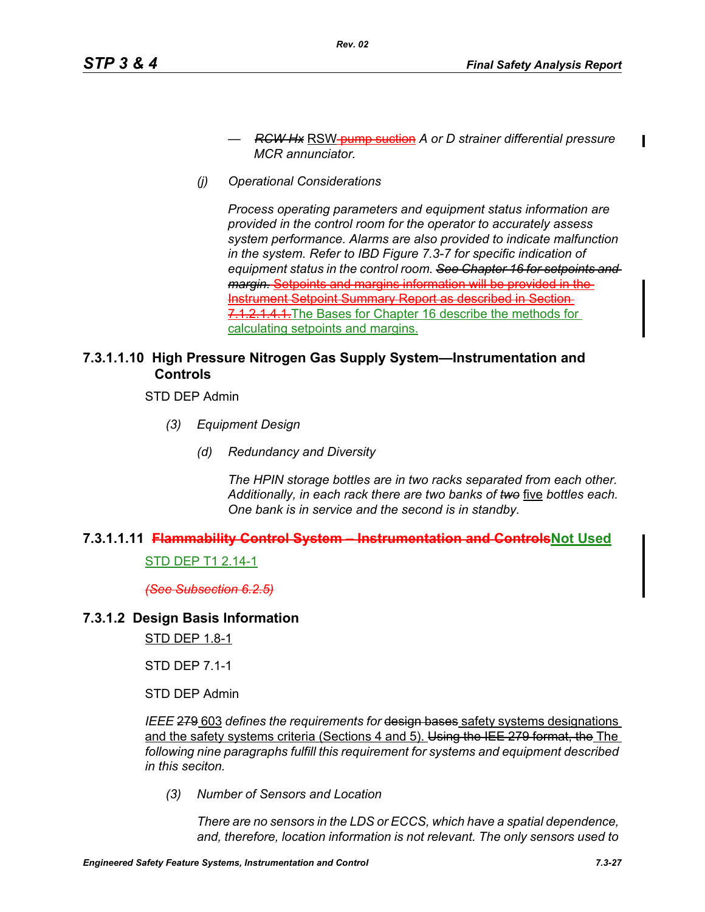— ~~*RCW Hx*~~ RSW ~~pump suction~~ *A or D strainer differential pressure MCR annunciator.*

*(j) Operational Considerations*

*Process operating parameters and equipment status information are provided in the control room for the operator to accurately assess system performance. Alarms are also provided to indicate malfunction in the system. Refer to IBD Figure 7.3-7 for specific indication of equipment status in the control room.* ~~*See Chapter 16 for setpoints and margin.*~~ ~~Setpoints and margins information will be provided in the Instrument Setpoint Summary Report as described in Section 7.1.2.1.4.1.~~ The Bases for Chapter 16 describe the methods for calculating setpoints and margins.

### 7.3.1.1.10 High Pressure Nitrogen Gas Supply System—Instrumentation and Controls

STD DEP Admin

*(3) Equipment Design*

*(d) Redundancy and Diversity*

*The HPIN storage bottles are in two racks separated from each other. Additionally, in each rack there are two banks of* ~~*two*~~ five *bottles each. One bank is in service and the second is in standby.*

### 7.3.1.1.11 ~~Flammability Control System – Instrumentation and Controls~~ Not Used

STD DEP T1 2.14-1

~~*(See Subsection 6.2.5)*~~

### 7.3.1.2 Design Basis Information

STD DEP 1.8-1

STD DEP 7.1-1

STD DEP Admin

*IEEE* ~~279~~ 603 *defines the requirements for* ~~design bases~~ safety systems designations and the safety systems criteria (Sections 4 and 5). ~~Using the IEE 279 format, the~~ The *following nine paragraphs fulfill this requirement for systems and equipment described in this seciton.*

*(3) Number of Sensors and Location*

*There are no sensors in the LDS or ECCS, which have a spatial dependence, and, therefore, location information is not relevant. The only sensors used to*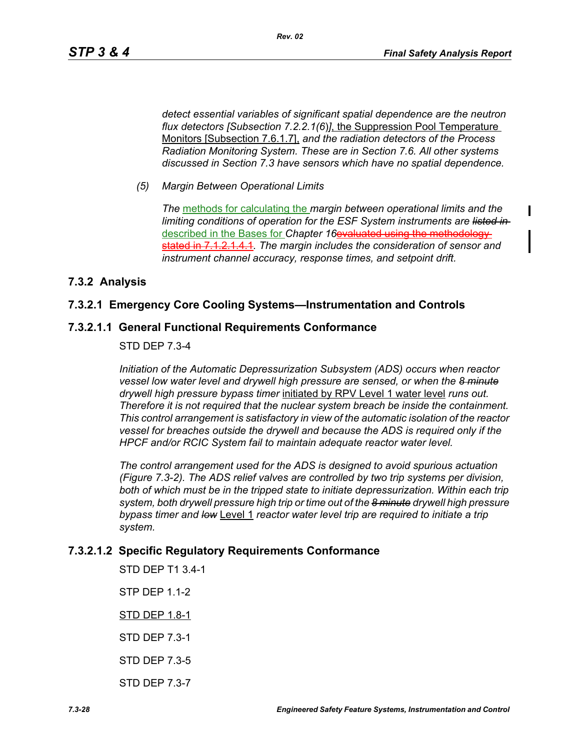*detect essential variables of significant spatial dependence are the neutron flux detectors [Subsection 7.2.2.1(6)]*, the Suppression Pool Temperature Monitors [Subsection 7.6.1.7], *and the radiation detectors of the Process Radiation Monitoring System. These are in Section 7.6. All other systems discussed in Section 7.3 have sensors which have no spatial dependence.*

*(5) Margin Between Operational Limits*

*The* methods for calculating the *margin between operational limits and the limiting conditions of operation for the ESF System instruments are* ~~*listed in*~~ described in the Bases for *Chapter 16*~~evaluated using the methodology stated in 7.1.2.1.4.1~~*. The margin includes the consideration of sensor and instrument channel accuracy, response times, and setpoint drift.*

## 7.3.2 Analysis

### 7.3.2.1 Emergency Core Cooling Systems—Instrumentation and Controls

#### 7.3.2.1.1 General Functional Requirements Conformance

STD DEP 7.3-4

*Initiation of the Automatic Depressurization Subsystem (ADS) occurs when reactor vessel low water level and drywell high pressure are sensed, or when the* ~~*8 minute*~~ *drywell high pressure bypass timer* initiated by RPV Level 1 water level *runs out. Therefore it is not required that the nuclear system breach be inside the containment. This control arrangement is satisfactory in view of the automatic isolation of the reactor vessel for breaches outside the drywell and because the ADS is required only if the HPCF and/or RCIC System fail to maintain adequate reactor water level.*

*The control arrangement used for the ADS is designed to avoid spurious actuation (Figure 7.3-2). The ADS relief valves are controlled by two trip systems per division, both of which must be in the tripped state to initiate depressurization. Within each trip system, both drywell pressure high trip or time out of the* ~~*8 minute*~~ *drywell high pressure bypass timer and* ~~*low*~~ Level 1 *reactor water level trip are required to initiate a trip system.*

#### 7.3.2.1.2 Specific Regulatory Requirements Conformance

STD DEP T1 3.4-1

STP DEP 1.1-2

STD DEP 1.8-1

STD DEP 7.3-1

STD DEP 7.3-5

STD DEP 7.3-7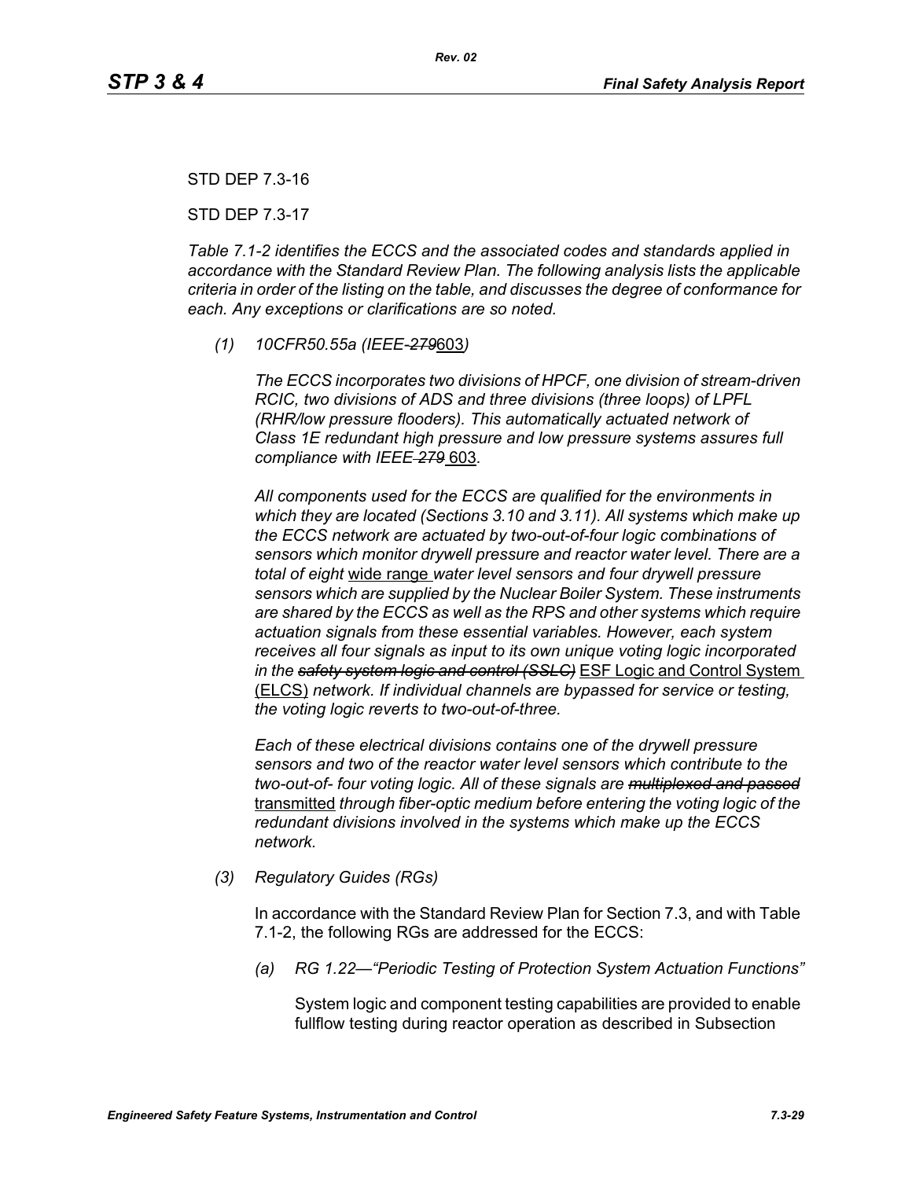STD DEP 7.3-16

STD DEP 7.3-17

*Table 7.1-2 identifies the ECCS and the associated codes and standards applied in accordance with the Standard Review Plan. The following analysis lists the applicable criteria in order of the listing on the table, and discusses the degree of conformance for each. Any exceptions or clarifications are so noted.*

*(1) 10CFR50.55a (IEEE-~~279~~603)*

*The ECCS incorporates two divisions of HPCF, one division of stream-driven RCIC, two divisions of ADS and three divisions (three loops) of LPFL (RHR/low pressure flooders). This automatically actuated network of Class 1E redundant high pressure and low pressure systems assures full compliance with IEEE ~~279~~ 603.*

*All components used for the ECCS are qualified for the environments in which they are located (Sections 3.10 and 3.11). All systems which make up the ECCS network are actuated by two-out-of-four logic combinations of sensors which monitor drywell pressure and reactor water level. There are a total of eight* wide range *water level sensors and four drywell pressure sensors which are supplied by the Nuclear Boiler System. These instruments are shared by the ECCS as well as the RPS and other systems which require actuation signals from these essential variables. However, each system receives all four signals as input to its own unique voting logic incorporated in the ~~safety system logic and control (SSLC)~~* ESF Logic and Control System (ELCS) *network. If individual channels are bypassed for service or testing, the voting logic reverts to two-out-of-three.*

*Each of these electrical divisions contains one of the drywell pressure sensors and two of the reactor water level sensors which contribute to the two-out-of- four voting logic. All of these signals are ~~multiplexed and passed~~* transmitted *through fiber-optic medium before entering the voting logic of the redundant divisions involved in the systems which make up the ECCS network.*

*(3) Regulatory Guides (RGs)*

In accordance with the Standard Review Plan for Section 7.3, and with Table 7.1-2, the following RGs are addressed for the ECCS:

*(a) RG 1.22—"Periodic Testing of Protection System Actuation Functions"*

System logic and component testing capabilities are provided to enable fullflow testing during reactor operation as described in Subsection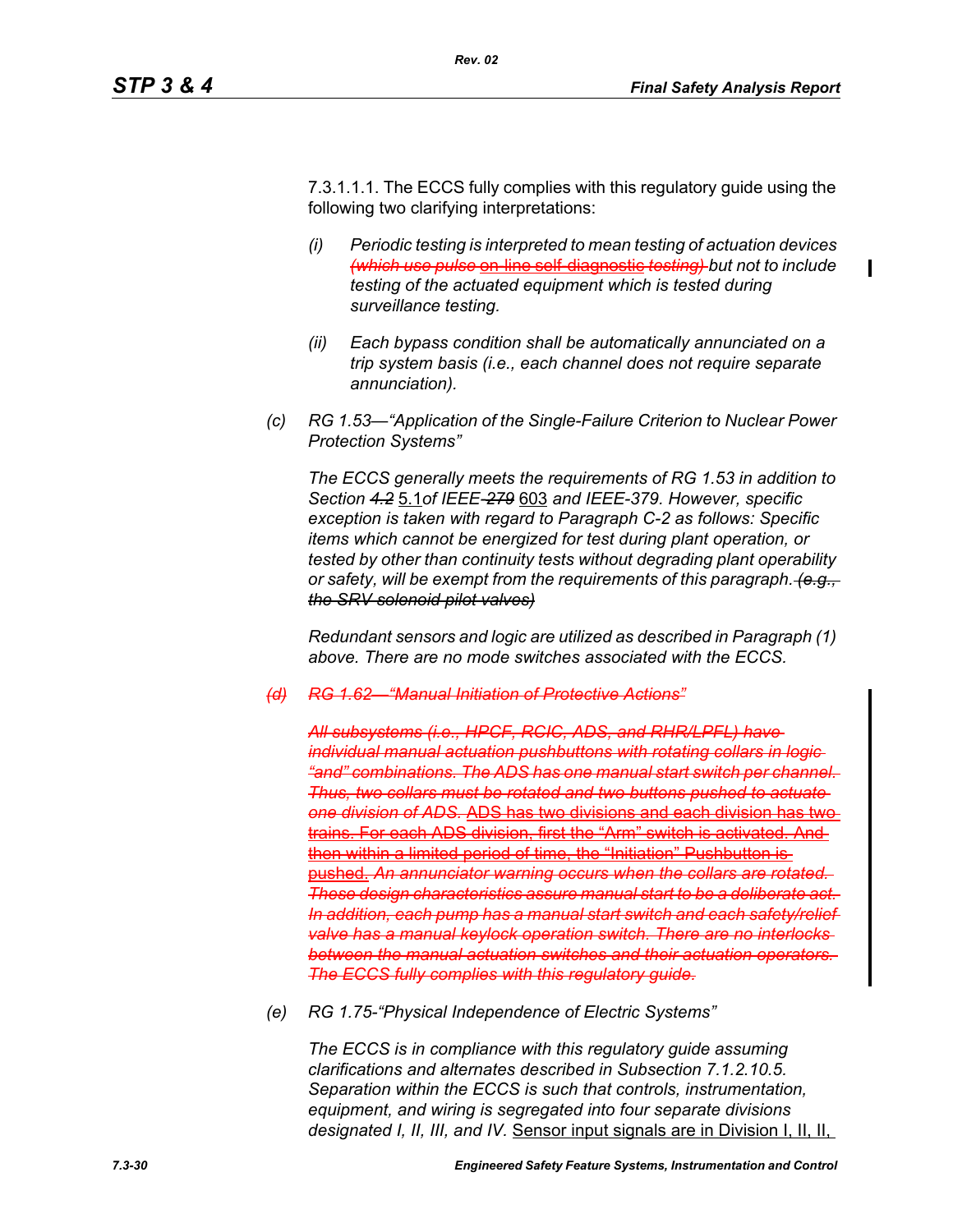7.3.1.1.1. The ECCS fully complies with this regulatory guide using the following two clarifying interpretations:

*(i)* *Periodic testing is interpreted to mean testing of actuation devices ~~(which use pulse~~ on-line self-diagnostic ~~testing)~~ but not to include testing of the actuated equipment which is tested during surveillance testing.*

*(ii)* *Each bypass condition shall be automatically annunciated on a trip system basis (i.e., each channel does not require separate annunciation).*

*(c)* *RG 1.53—"Application of the Single-Failure Criterion to Nuclear Power Protection Systems"*

*The ECCS generally meets the requirements of RG 1.53 in addition to Section ~~4.2~~* 5.1*of IEEE-~~279~~* 603 *and IEEE-379. However, specific exception is taken with regard to Paragraph C-2 as follows: Specific items which cannot be energized for test during plant operation, or tested by other than continuity tests without degrading plant operability or safety, will be exempt from the requirements of this paragraph. ~~(e.g., the SRV solenoid pilot valves)~~*

*Redundant sensors and logic are utilized as described in Paragraph (1) above. There are no mode switches associated with the ECCS.*

~~*(d)* *RG 1.62—"Manual Initiation of Protective Actions"*~~

~~*All subsystems (i.e., HPCF, RCIC, ADS, and RHR/LPFL) have individual manual actuation pushbuttons with rotating collars in logic "and" combinations. The ADS has one manual start switch per channel. Thus, two collars must be rotated and two buttons pushed to actuate one division of ADS.*~~ ~~ADS has two divisions and each division has two trains. For each ADS division, first the "Arm" switch is activated. And then within a limited period of time, the "Initiation" Pushbutton is pushed.~~ ~~*An annunciator warning occurs when the collars are rotated. These design characteristics assure manual start to be a deliberate act. In addition, each pump has a manual start switch and each safety/relief valve has a manual keylock operation switch. There are no interlocks between the manual actuation switches and their actuation operators. The ECCS fully complies with this regulatory guide.*~~

*(e)* *RG 1.75-"Physical Independence of Electric Systems"*

*The ECCS is in compliance with this regulatory guide assuming clarifications and alternates described in Subsection 7.1.2.10.5. Separation within the ECCS is such that controls, instrumentation, equipment, and wiring is segregated into four separate divisions designated I, II, III, and IV.* Sensor input signals are in Division I, II, II,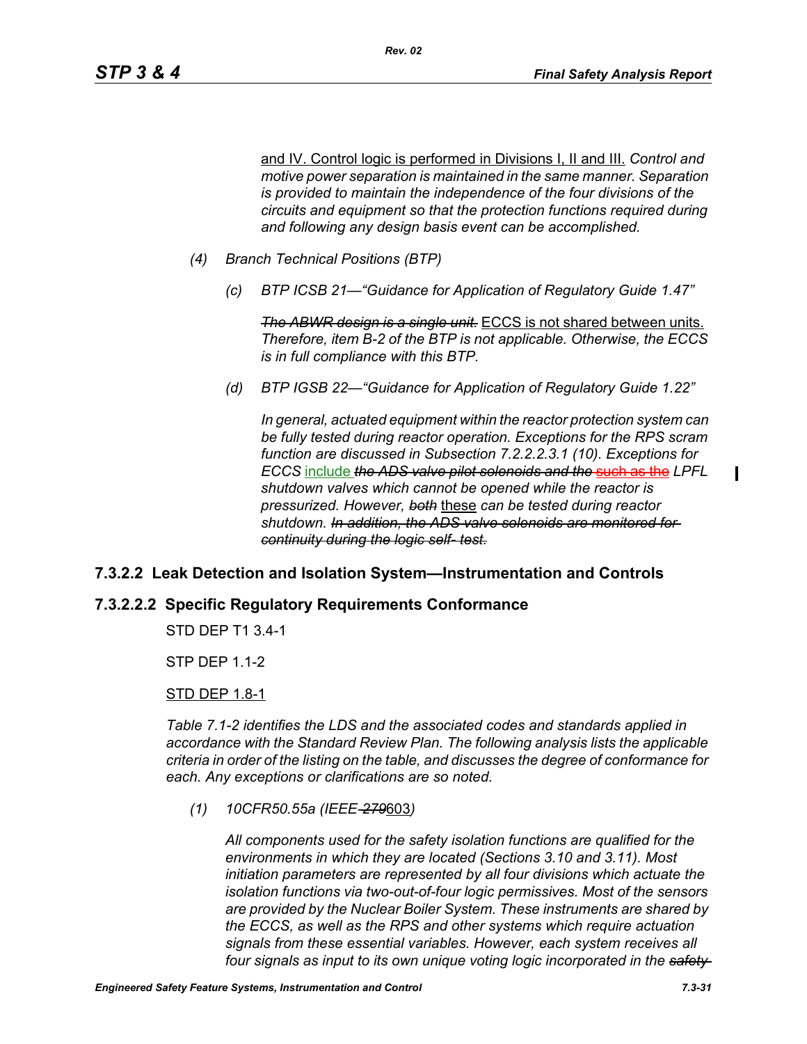and IV. Control logic is performed in Divisions I, II and III. *Control and motive power separation is maintained in the same manner. Separation is provided to maintain the independence of the four divisions of the circuits and equipment so that the protection functions required during and following any design basis event can be accomplished.*

*(4) Branch Technical Positions (BTP)*

*(c) BTP ICSB 21—"Guidance for Application of Regulatory Guide 1.47"*

~~*The ABWR design is a single unit.*~~ ECCS is not shared between units. *Therefore, item B-2 of the BTP is not applicable. Otherwise, the ECCS is in full compliance with this BTP.*

*(d) BTP IGSB 22—"Guidance for Application of Regulatory Guide 1.22"*

*In general, actuated equipment within the reactor protection system can be fully tested during reactor operation. Exceptions for the RPS scram function are discussed in Subsection 7.2.2.2.3.1 (10). Exceptions for ECCS* include ~~*the ADS valve pilot solenoids and the*~~ ~~such as the~~ *LPFL shutdown valves which cannot be opened while the reactor is pressurized. However,* ~~*both*~~ these *can be tested during reactor shutdown.* ~~*In addition, the ADS valve solenoids are monitored for continuity during the logic self- test.*~~

## 7.3.2.2 Leak Detection and Isolation System—Instrumentation and Controls

### 7.3.2.2.2 Specific Regulatory Requirements Conformance

STD DEP T1 3.4-1

STP DEP 1.1-2

STD DEP 1.8-1

*Table 7.1-2 identifies the LDS and the associated codes and standards applied in accordance with the Standard Review Plan. The following analysis lists the applicable criteria in order of the listing on the table, and discusses the degree of conformance for each. Any exceptions or clarifications are so noted.*

*(1) 10CFR50.55a (IEEE-* ~~*279*~~603*)*

*All components used for the safety isolation functions are qualified for the environments in which they are located (Sections 3.10 and 3.11). Most initiation parameters are represented by all four divisions which actuate the isolation functions via two-out-of-four logic permissives. Most of the sensors are provided by the Nuclear Boiler System. These instruments are shared by the ECCS, as well as the RPS and other systems which require actuation signals from these essential variables. However, each system receives all four signals as input to its own unique voting logic incorporated in the* ~~*safety*~~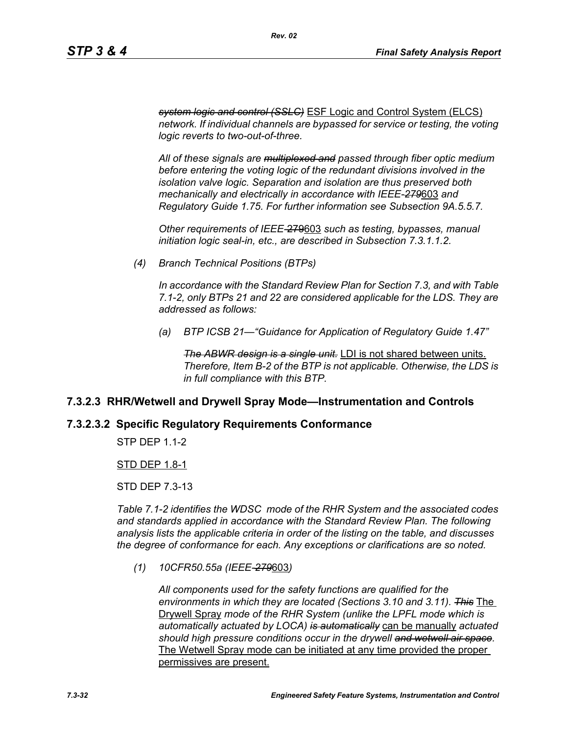*~~system logic and control (SSLC)~~* ESF Logic and Control System (ELCS) *network. If individual channels are bypassed for service or testing, the voting logic reverts to two-out-of-three.*

*All of these signals are ~~multiplexed and~~ passed through fiber optic medium before entering the voting logic of the redundant divisions involved in the isolation valve logic. Separation and isolation are thus preserved both mechanically and electrically in accordance with IEEE-~~279~~*603 *and Regulatory Guide 1.75. For further information see Subsection 9A.5.5.7.*

*Other requirements of IEEE-~~279~~*603 *such as testing, bypasses, manual initiation logic seal-in, etc., are described in Subsection 7.3.1.1.2.*

*(4) Branch Technical Positions (BTPs)*

*In accordance with the Standard Review Plan for Section 7.3, and with Table 7.1-2, only BTPs 21 and 22 are considered applicable for the LDS. They are addressed as follows:*

*(a) BTP ICSB 21—"Guidance for Application of Regulatory Guide 1.47"*

*~~The ABWR design is a single unit.~~* LDI is not shared between units. *Therefore, Item B-2 of the BTP is not applicable. Otherwise, the LDS is in full compliance with this BTP.*

### 7.3.2.3 RHR/Wetwell and Drywell Spray Mode—Instrumentation and Controls

### 7.3.2.3.2 Specific Regulatory Requirements Conformance

STP DEP 1.1-2

STD DEP 1.8-1

STD DEP 7.3-13

*Table 7.1-2 identifies the WDSC mode of the RHR System and the associated codes and standards applied in accordance with the Standard Review Plan. The following analysis lists the applicable criteria in order of the listing on the table, and discusses the degree of conformance for each. Any exceptions or clarifications are so noted.*

*(1) 10CFR50.55a (IEEE-~~279~~*603*)*

*All components used for the safety functions are qualified for the environments in which they are located (Sections 3.10 and 3.11). ~~This~~* The Drywell Spray *mode of the RHR System (unlike the LPFL mode which is automatically actuated by LOCA) ~~is automatically~~* can be manually *actuated should high pressure conditions occur in the drywell ~~and wetwell air space~~.* The Wetwell Spray mode can be initiated at any time provided the proper permissives are present.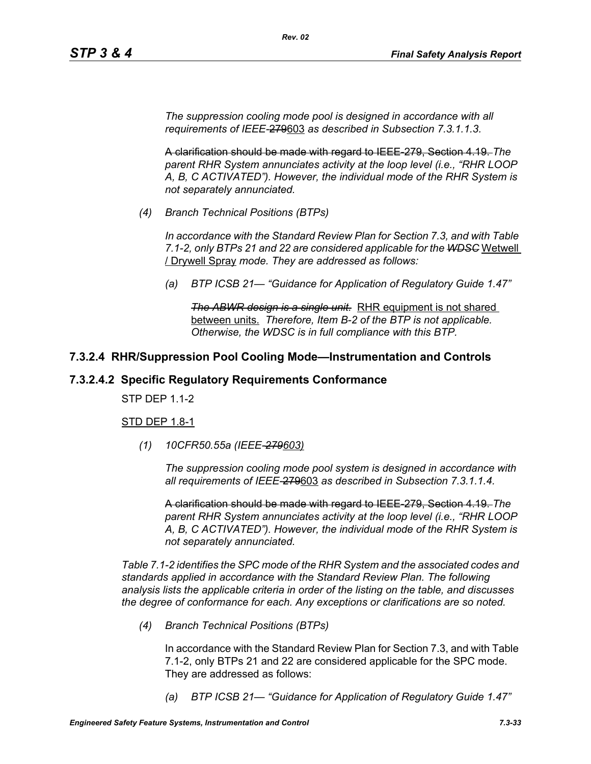*The suppression cooling mode pool is designed in accordance with all requirements of IEEE-~~279~~603 as described in Subsection 7.3.1.1.3.*

~~A clarification should be made with regard to IEEE-279, Section 4.19.~~ *The parent RHR System annunciates activity at the loop level (i.e., "RHR LOOP A, B, C ACTIVATED"). However, the individual mode of the RHR System is not separately annunciated.*

*(4) Branch Technical Positions (BTPs)*

*In accordance with the Standard Review Plan for Section 7.3, and with Table 7.1-2, only BTPs 21 and 22 are considered applicable for the ~~WDSC~~* Wetwell / Drywell Spray *mode. They are addressed as follows:*

*(a) BTP ICSB 21— "Guidance for Application of Regulatory Guide 1.47"*

~~*The ABWR design is a single unit.*~~ RHR equipment is not shared between units. *Therefore, Item B-2 of the BTP is not applicable. Otherwise, the WDSC is in full compliance with this BTP.*

## 7.3.2.4 RHR/Suppression Pool Cooling Mode—Instrumentation and Controls

## 7.3.2.4.2 Specific Regulatory Requirements Conformance

STP DEP 1.1-2

STD DEP 1.8-1

*(1) 10CFR50.55a (IEEE-~~279~~603)*

*The suppression cooling mode pool system is designed in accordance with all requirements of IEEE-~~279~~603 as described in Subsection 7.3.1.1.4.*

~~A clarification should be made with regard to IEEE-279, Section 4.19.~~ *The parent RHR System annunciates activity at the loop level (i.e., "RHR LOOP A, B, C ACTIVATED"). However, the individual mode of the RHR System is not separately annunciated.*

*Table 7.1-2 identifies the SPC mode of the RHR System and the associated codes and standards applied in accordance with the Standard Review Plan. The following analysis lists the applicable criteria in order of the listing on the table, and discusses the degree of conformance for each. Any exceptions or clarifications are so noted.*

*(4) Branch Technical Positions (BTPs)*

In accordance with the Standard Review Plan for Section 7.3, and with Table 7.1-2, only BTPs 21 and 22 are considered applicable for the SPC mode. They are addressed as follows:

*(a) BTP ICSB 21— "Guidance for Application of Regulatory Guide 1.47"*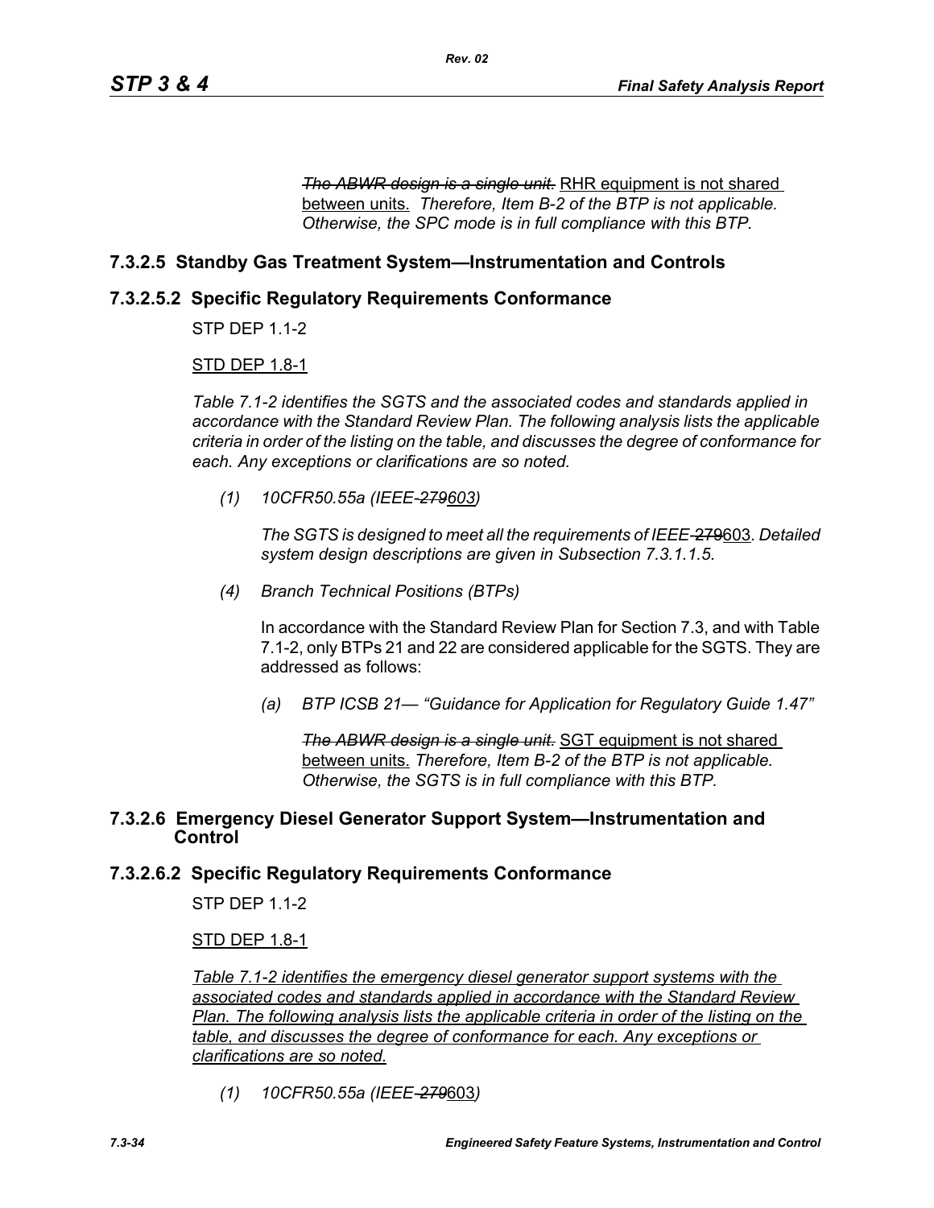*~~The ABWR design is a single unit.~~* <u>RHR equipment is not shared between units.</u> *Therefore, Item B-2 of the BTP is not applicable. Otherwise, the SPC mode is in full compliance with this BTP.*

## 7.3.2.5 Standby Gas Treatment System—Instrumentation and Controls

### 7.3.2.5.2 Specific Regulatory Requirements Conformance

STP DEP 1.1-2

<u>STD DEP 1.8-1</u>

*Table 7.1-2 identifies the SGTS and the associated codes and standards applied in accordance with the Standard Review Plan. The following analysis lists the applicable criteria in order of the listing on the table, and discusses the degree of conformance for each. Any exceptions or clarifications are so noted.*

(1) *10CFR50.55a (IEEE-~~279~~<u>603</u>)*

*The SGTS is designed to meet all the requirements of IEEE-*~~279~~<u>603</u>*. Detailed system design descriptions are given in Subsection 7.3.1.1.5.*

(4) *Branch Technical Positions (BTPs)*

In accordance with the Standard Review Plan for Section 7.3, and with Table 7.1-2, only BTPs 21 and 22 are considered applicable for the SGTS. They are addressed as follows:

(a) *BTP ICSB 21— "Guidance for Application for Regulatory Guide 1.47"*

*~~The ABWR design is a single unit.~~* <u>SGT equipment is not shared between units.</u> *Therefore, Item B-2 of the BTP is not applicable. Otherwise, the SGTS is in full compliance with this BTP.*

## 7.3.2.6 Emergency Diesel Generator Support System—Instrumentation and Control

### 7.3.2.6.2 Specific Regulatory Requirements Conformance

STP DEP 1.1-2

<u>STD DEP 1.8-1</u>

<u>*Table 7.1-2 identifies the emergency diesel generator support systems with the associated codes and standards applied in accordance with the Standard Review Plan. The following analysis lists the applicable criteria in order of the listing on the table, and discusses the degree of conformance for each. Any exceptions or clarifications are so noted.*</u>

(1) *10CFR50.55a (IEEE-~~279~~*<u>603</u>*)*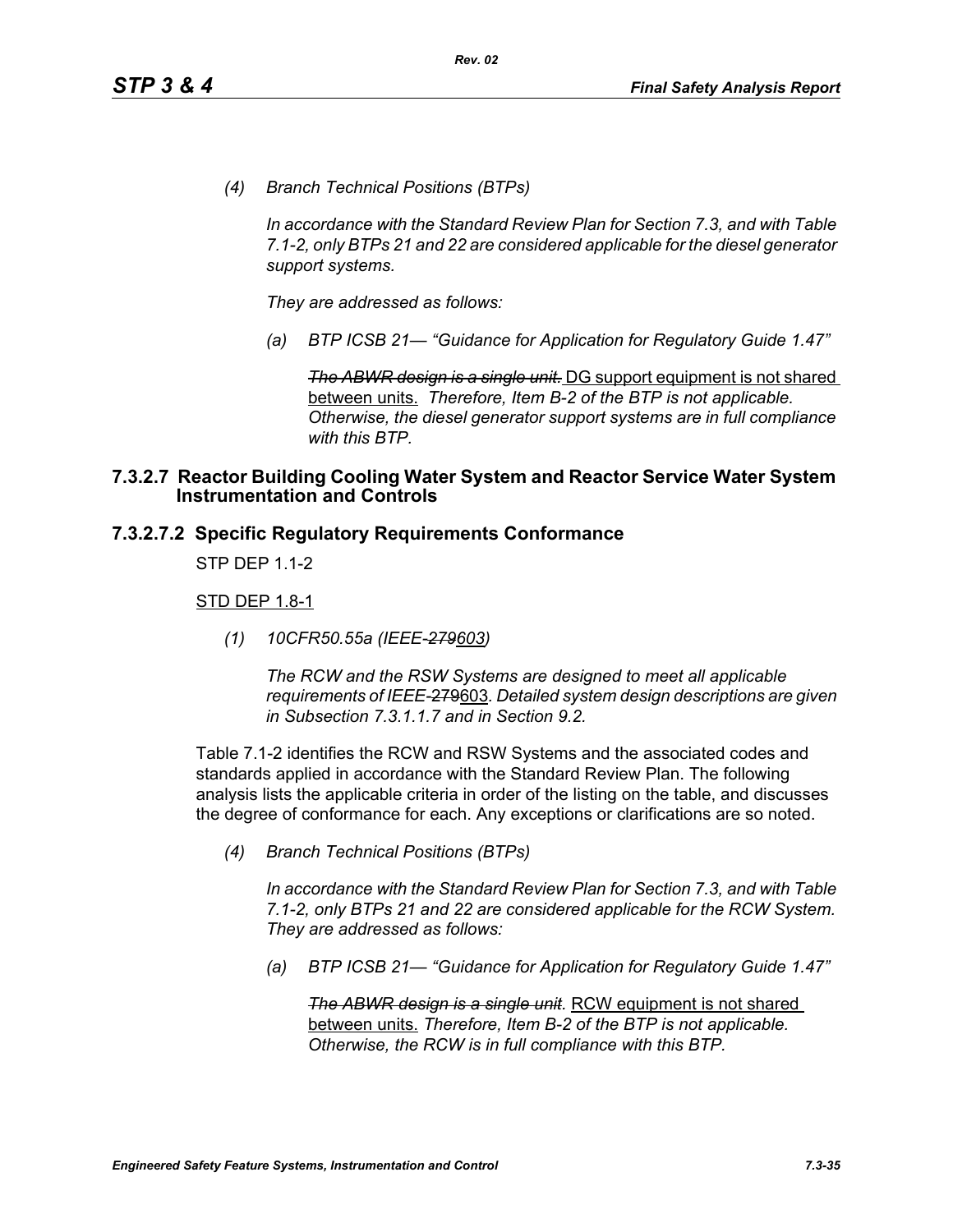*(4) Branch Technical Positions (BTPs)*

*In accordance with the Standard Review Plan for Section 7.3, and with Table 7.1-2, only BTPs 21 and 22 are considered applicable for the diesel generator support systems.*

*They are addressed as follows:*

*(a) BTP ICSB 21— "Guidance for Application for Regulatory Guide 1.47"*

~~*The ABWR design is a single unit.*~~ DG support equipment is not shared between units. *Therefore, Item B-2 of the BTP is not applicable. Otherwise, the diesel generator support systems are in full compliance with this BTP.*

### 7.3.2.7 Reactor Building Cooling Water System and Reactor Service Water System Instrumentation and Controls

### 7.3.2.7.2 Specific Regulatory Requirements Conformance

STP DEP 1.1-2

STD DEP 1.8-1

*(1) 10CFR50.55a (IEEE-~~279~~603)*

*The RCW and the RSW Systems are designed to meet all applicable requirements of IEEE-*~~279~~603*. Detailed system design descriptions are given in Subsection 7.3.1.1.7 and in Section 9.2.*

Table 7.1-2 identifies the RCW and RSW Systems and the associated codes and standards applied in accordance with the Standard Review Plan. The following analysis lists the applicable criteria in order of the listing on the table, and discusses the degree of conformance for each. Any exceptions or clarifications are so noted.

*(4) Branch Technical Positions (BTPs)*

*In accordance with the Standard Review Plan for Section 7.3, and with Table 7.1-2, only BTPs 21 and 22 are considered applicable for the RCW System. They are addressed as follows:*

*(a) BTP ICSB 21— "Guidance for Application for Regulatory Guide 1.47"*

~~*The ABWR design is a single unit.*~~ RCW equipment is not shared between units. *Therefore, Item B-2 of the BTP is not applicable. Otherwise, the RCW is in full compliance with this BTP.*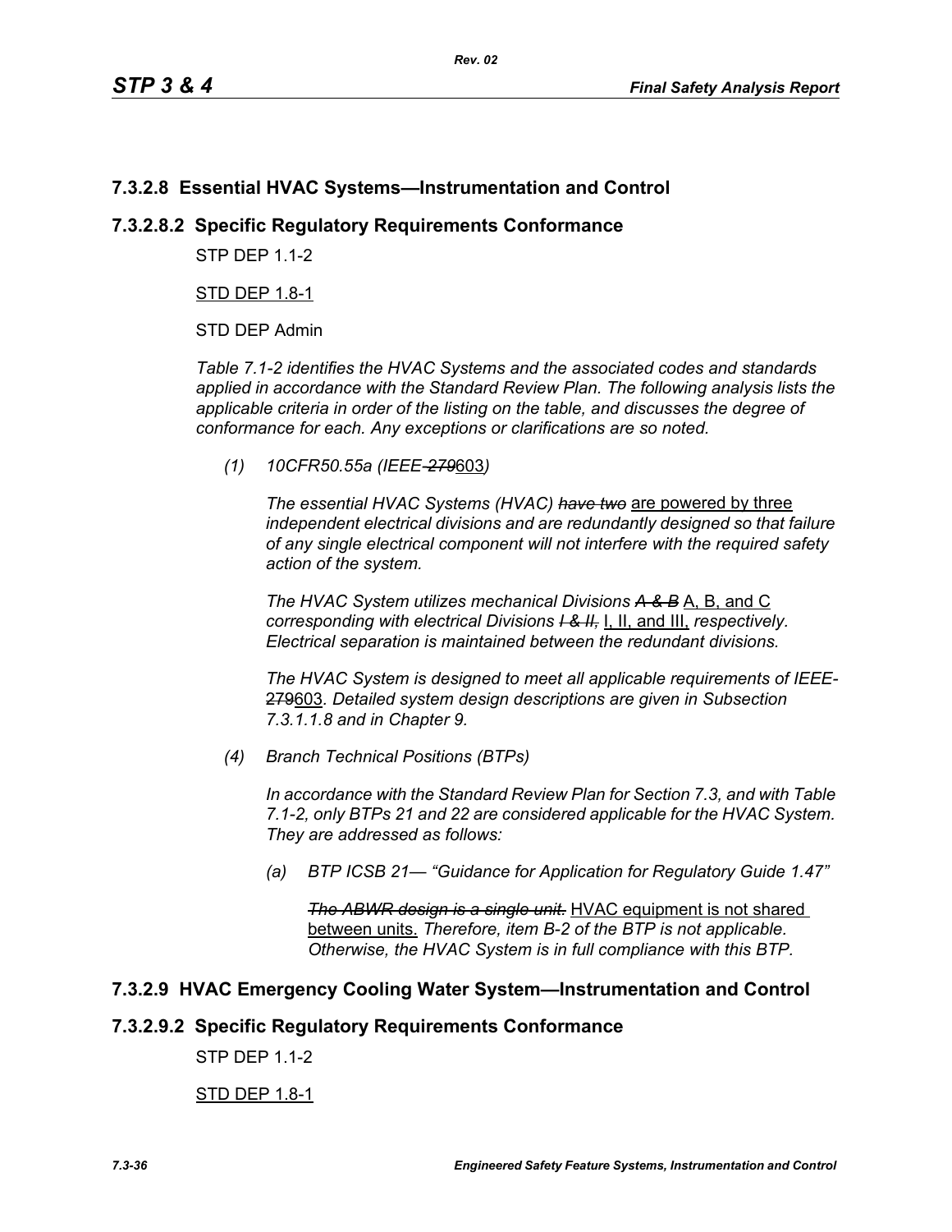## 7.3.2.8 Essential HVAC Systems—Instrumentation and Control

### 7.3.2.8.2 Specific Regulatory Requirements Conformance

STP DEP 1.1-2

STD DEP 1.8-1

STD DEP Admin

*Table 7.1-2 identifies the HVAC Systems and the associated codes and standards applied in accordance with the Standard Review Plan. The following analysis lists the applicable criteria in order of the listing on the table, and discusses the degree of conformance for each. Any exceptions or clarifications are so noted.*

*(1) 10CFR50.55a (IEEE-~~279~~603)*

*The essential HVAC Systems (HVAC) ~~have two~~* are powered by three *independent electrical divisions and are redundantly designed so that failure of any single electrical component will not interfere with the required safety action of the system.*

*The HVAC System utilizes mechanical Divisions ~~A & B~~* A, B, and C *corresponding with electrical Divisions ~~I & II,~~* I, II, and III, *respectively. Electrical separation is maintained between the redundant divisions.*

*The HVAC System is designed to meet all applicable requirements of IEEE-*~~279~~603*. Detailed system design descriptions are given in Subsection 7.3.1.1.8 and in Chapter 9.*

*(4) Branch Technical Positions (BTPs)*

*In accordance with the Standard Review Plan for Section 7.3, and with Table 7.1-2, only BTPs 21 and 22 are considered applicable for the HVAC System. They are addressed as follows:*

*(a) BTP ICSB 21— "Guidance for Application for Regulatory Guide 1.47"*

*~~The ABWR design is a single unit.~~* HVAC equipment is not shared between units. *Therefore, item B-2 of the BTP is not applicable. Otherwise, the HVAC System is in full compliance with this BTP.*

## 7.3.2.9 HVAC Emergency Cooling Water System—Instrumentation and Control

### 7.3.2.9.2 Specific Regulatory Requirements Conformance

STP DEP 1.1-2

STD DEP 1.8-1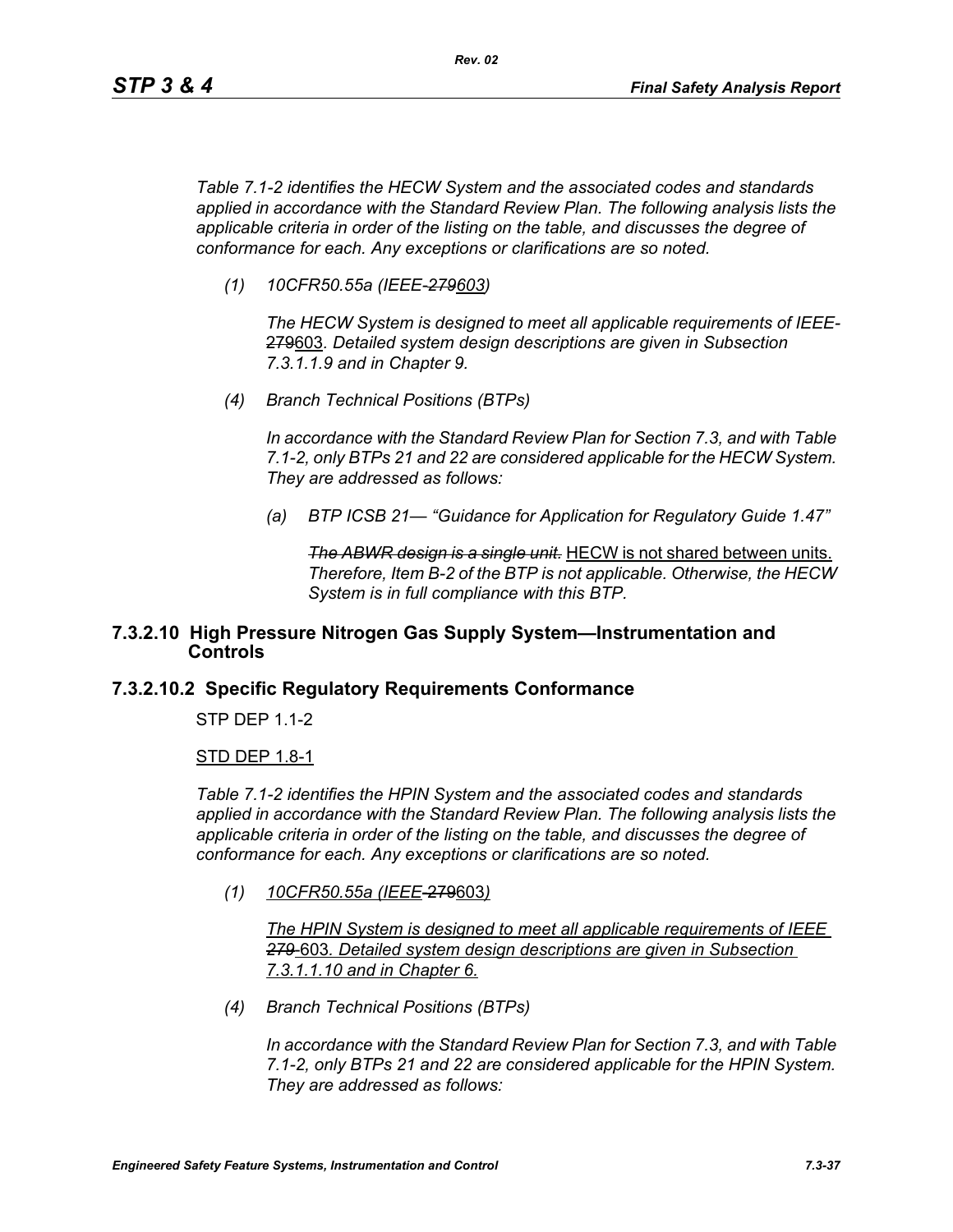*Table 7.1-2 identifies the HECW System and the associated codes and standards applied in accordance with the Standard Review Plan. The following analysis lists the applicable criteria in order of the listing on the table, and discusses the degree of conformance for each. Any exceptions or clarifications are so noted.*

*(1) 10CFR50.55a (IEEE-~~279~~603)*

*The HECW System is designed to meet all applicable requirements of IEEE-~~279~~603. Detailed system design descriptions are given in Subsection 7.3.1.1.9 and in Chapter 9.*

*(4) Branch Technical Positions (BTPs)*

*In accordance with the Standard Review Plan for Section 7.3, and with Table 7.1-2, only BTPs 21 and 22 are considered applicable for the HECW System. They are addressed as follows:*

*(a) BTP ICSB 21— "Guidance for Application for Regulatory Guide 1.47"*

~~*The ABWR design is a single unit.*~~ HECW is not shared between units. *Therefore, Item B-2 of the BTP is not applicable. Otherwise, the HECW System is in full compliance with this BTP.*

## 7.3.2.10 High Pressure Nitrogen Gas Supply System—Instrumentation and Controls

### 7.3.2.10.2 Specific Regulatory Requirements Conformance

STP DEP 1.1-2

STD DEP 1.8-1

*Table 7.1-2 identifies the HPIN System and the associated codes and standards applied in accordance with the Standard Review Plan. The following analysis lists the applicable criteria in order of the listing on the table, and discusses the degree of conformance for each. Any exceptions or clarifications are so noted.*

*(1) 10CFR50.55a (IEEE-~~279~~603)*

*The HPIN System is designed to meet all applicable requirements of IEEE ~~279~~ 603. Detailed system design descriptions are given in Subsection 7.3.1.1.10 and in Chapter 6.*

*(4) Branch Technical Positions (BTPs)*

*In accordance with the Standard Review Plan for Section 7.3, and with Table 7.1-2, only BTPs 21 and 22 are considered applicable for the HPIN System. They are addressed as follows:*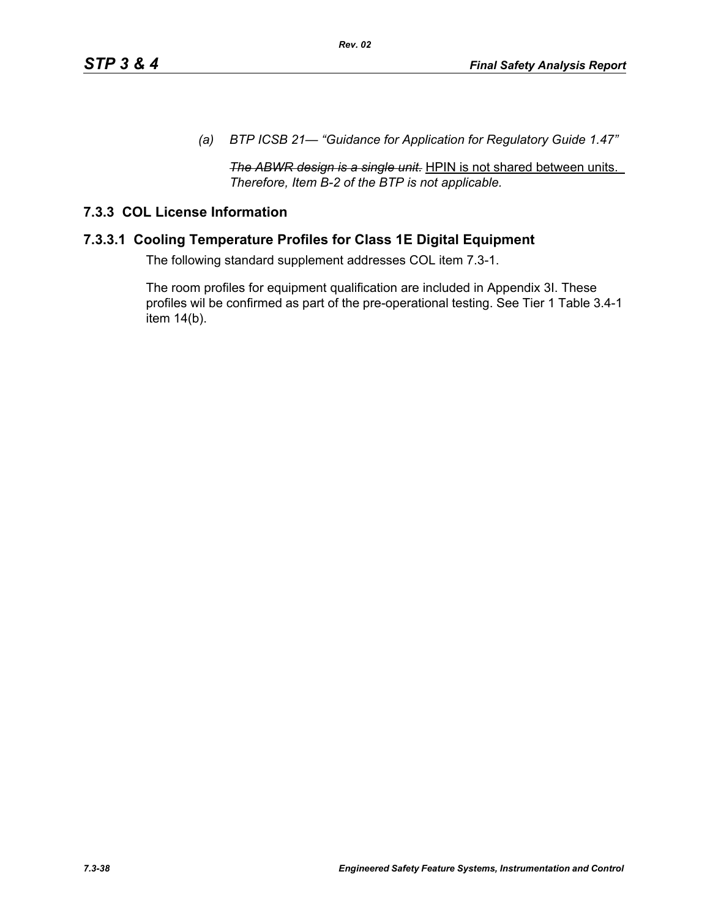*(a) BTP ICSB 21— "Guidance for Application for Regulatory Guide 1.47"*

~~*The ABWR design is a single unit.*~~ <u>HPIN is not shared between units.</u> *Therefore, Item B-2 of the BTP is not applicable.*

## 7.3.3 COL License Information

### 7.3.3.1 Cooling Temperature Profiles for Class 1E Digital Equipment

The following standard supplement addresses COL item 7.3-1.

The room profiles for equipment qualification are included in Appendix 3I. These profiles wil be confirmed as part of the pre-operational testing. See Tier 1 Table 3.4-1 item 14(b).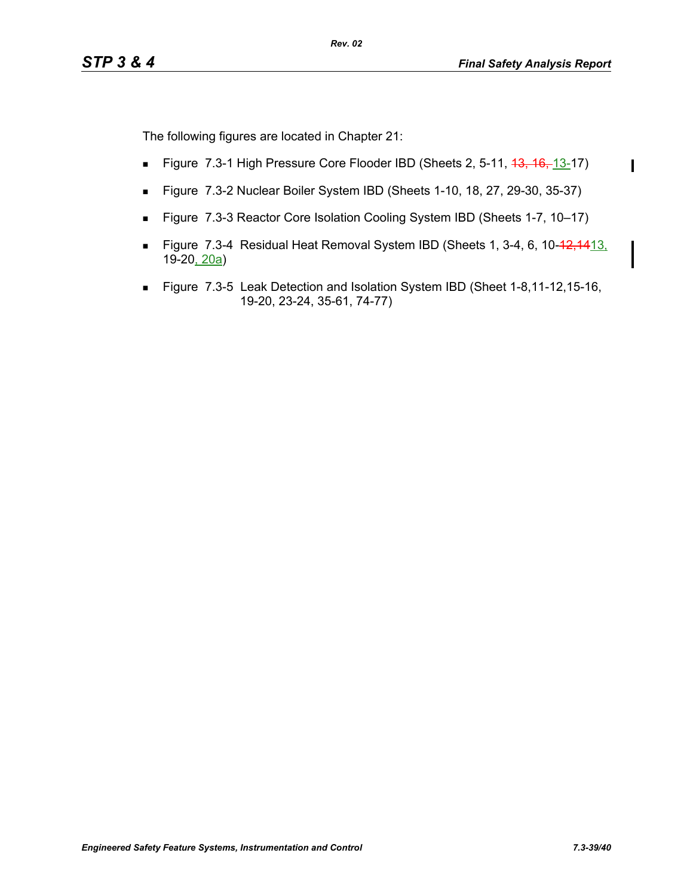The following figures are located in Chapter 21:

- Figure 7.3-1 High Pressure Core Flooder IBD (Sheets 2, 5-11, ~~13, 16,~~ 13-17)
- Figure 7.3-2 Nuclear Boiler System IBD (Sheets 1-10, 18, 27, 29-30, 35-37)
- Figure 7.3-3 Reactor Core Isolation Cooling System IBD (Sheets 1-7, 10–17)
- Figure 7.3-4 Residual Heat Removal System IBD (Sheets 1, 3-4, 6, 10-~~12,14~~13, 19-20, 20a)
- Figure 7.3-5 Leak Detection and Isolation System IBD (Sheet 1-8,11-12,15-16, 19-20, 23-24, 35-61, 74-77)